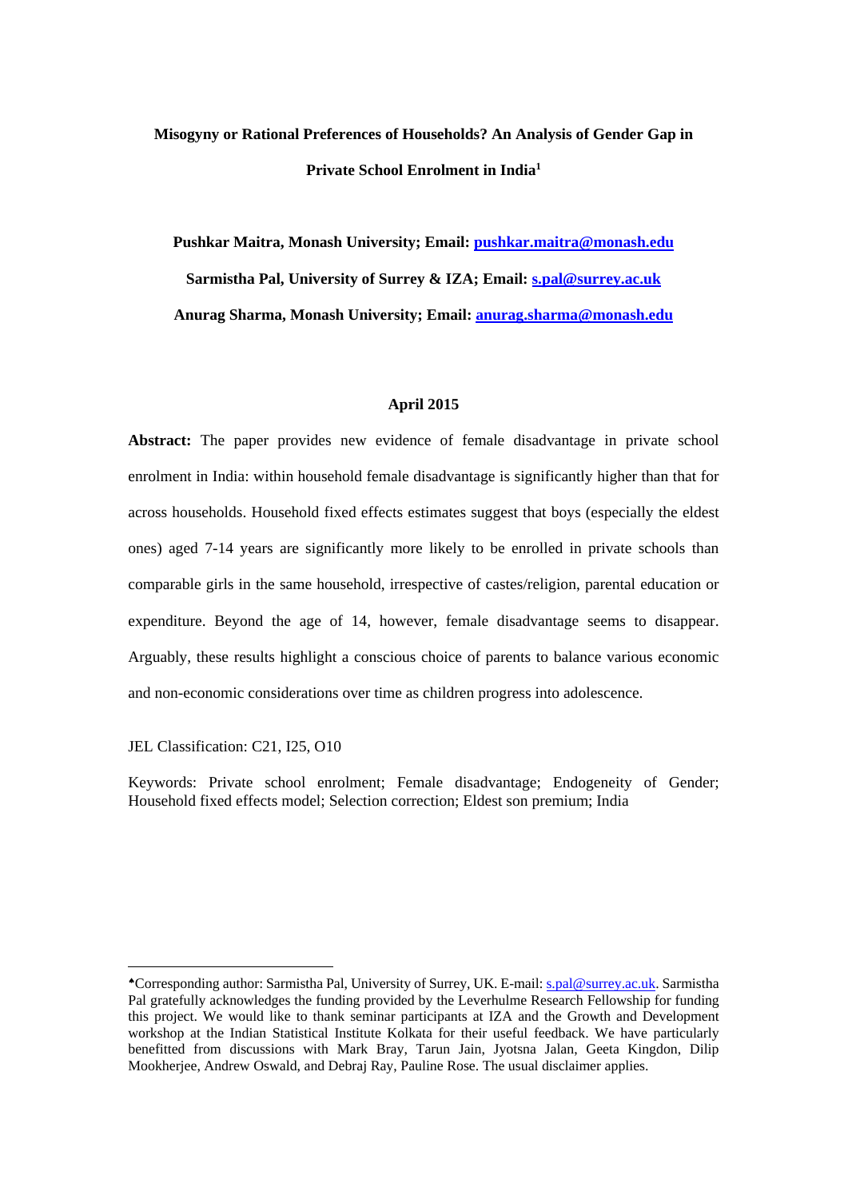# Misogyny or Rational Preferences of Households? An Analysis of Gender Gap in Private School Enrolment in India[1]

**Pushkar Maitra, Monash University; Email: pushkar.maitra@monash.edu**

**Sarmistha Pal, University of Surrey & IZA; Email: s.pal@surrey.ac.uk**

**Anurag Sharma, Monash University; Email: anurag.sharma@monash.edu**

**April 2015**

**Abstract:** The paper provides new evidence of female disadvantage in private school enrolment in India: within household female disadvantage is significantly higher than that for across households. Household fixed effects estimates suggest that boys (especially the eldest ones) aged 7-14 years are significantly more likely to be enrolled in private schools than comparable girls in the same household, irrespective of castes/religion, parental education or expenditure. Beyond the age of 14, however, female disadvantage seems to disappear. Arguably, these results highlight a conscious choice of parents to balance various economic and non-economic considerations over time as children progress into adolescence.

JEL Classification: C21, I25, O10

Keywords: Private school enrolment; Female disadvantage; Endogeneity of Gender; Household fixed effects model; Selection correction; Eldest son premium; India

---

♠Corresponding author: Sarmistha Pal, University of Surrey, UK. E-mail: s.pal@surrey.ac.uk. Sarmistha Pal gratefully acknowledges the funding provided by the Leverhulme Research Fellowship for funding this project. We would like to thank seminar participants at IZA and the Growth and Development workshop at the Indian Statistical Institute Kolkata for their useful feedback. We have particularly benefitted from discussions with Mark Bray, Tarun Jain, Jyotsna Jalan, Geeta Kingdon, Dilip Mookherjee, Andrew Oswald, and Debraj Ray, Pauline Rose. The usual disclaimer applies.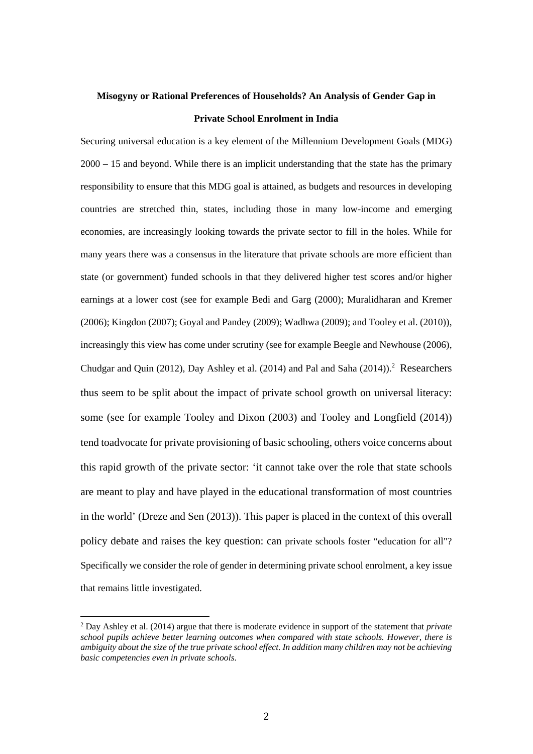**Misogyny or Rational Preferences of Households? An Analysis of Gender Gap in Private School Enrolment in India**

Securing universal education is a key element of the Millennium Development Goals (MDG) 2000 – 15 and beyond. While there is an implicit understanding that the state has the primary responsibility to ensure that this MDG goal is attained, as budgets and resources in developing countries are stretched thin, states, including those in many low-income and emerging economies, are increasingly looking towards the private sector to fill in the holes. While for many years there was a consensus in the literature that private schools are more efficient than state (or government) funded schools in that they delivered higher test scores and/or higher earnings at a lower cost (see for example Bedi and Garg (2000); Muralidharan and Kremer (2006); Kingdon (2007); Goyal and Pandey (2009); Wadhwa (2009); and Tooley et al. (2010)), increasingly this view has come under scrutiny (see for example Beegle and Newhouse (2006), Chudgar and Quin (2012), Day Ashley et al. (2014) and Pal and Saha (2014)).[2] Researchers thus seem to be split about the impact of private school growth on universal literacy: some (see for example Tooley and Dixon (2003) and Tooley and Longfield (2014)) tend toadvocate for private provisioning of basic schooling, others voice concerns about this rapid growth of the private sector: 'it cannot take over the role that state schools are meant to play and have played in the educational transformation of most countries in the world' (Dreze and Sen (2013)). This paper is placed in the context of this overall policy debate and raises the key question: can private schools foster "education for all"? Specifically we consider the role of gender in determining private school enrolment, a key issue that remains little investigated.

[2] Day Ashley et al. (2014) argue that there is moderate evidence in support of the statement that *private school pupils achieve better learning outcomes when compared with state schools. However, there is ambiguity about the size of the true private school effect. In addition many children may not be achieving basic competencies even in private schools.*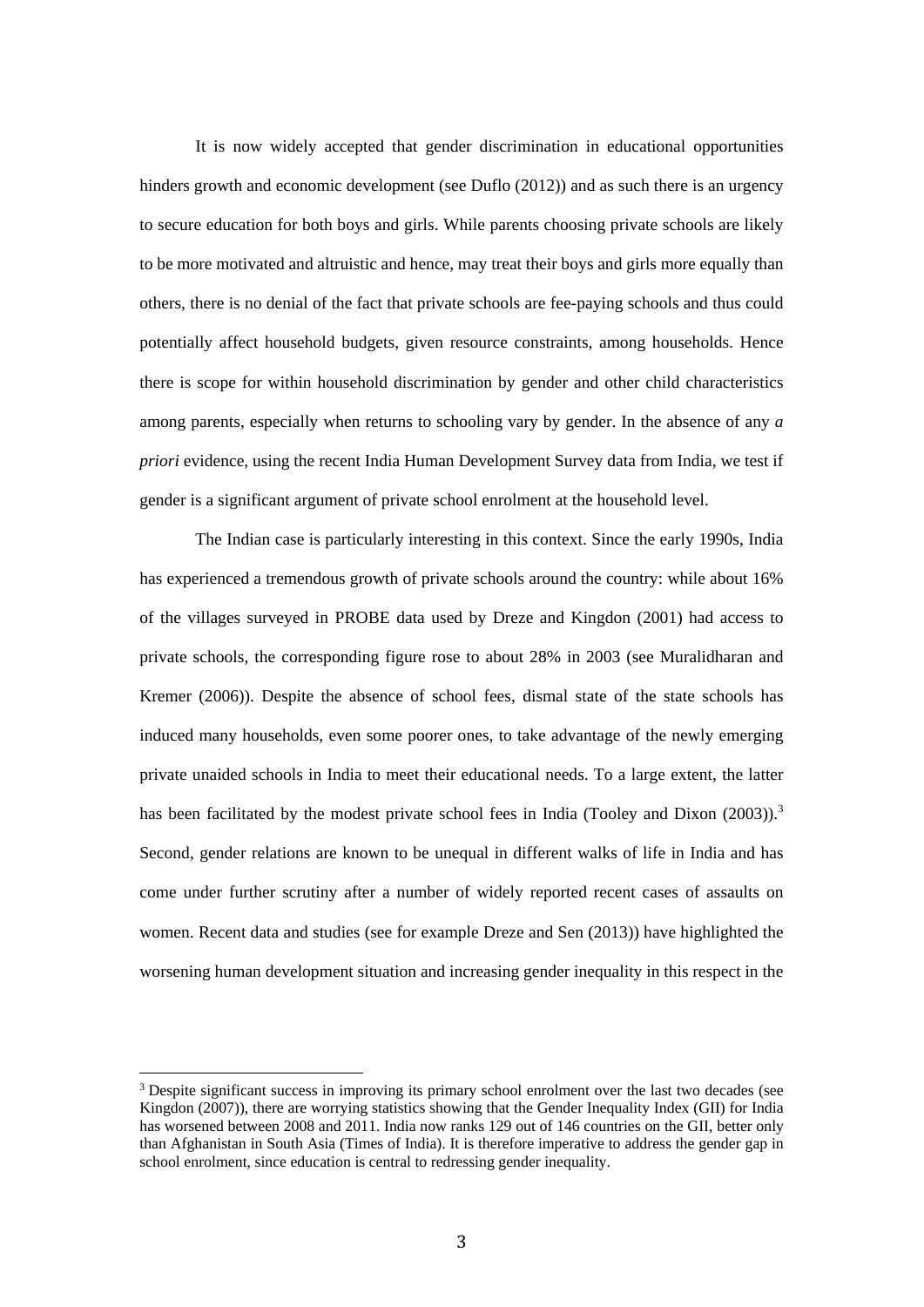It is now widely accepted that gender discrimination in educational opportunities hinders growth and economic development (see Duflo (2012)) and as such there is an urgency to secure education for both boys and girls. While parents choosing private schools are likely to be more motivated and altruistic and hence, may treat their boys and girls more equally than others, there is no denial of the fact that private schools are fee-paying schools and thus could potentially affect household budgets, given resource constraints, among households. Hence there is scope for within household discrimination by gender and other child characteristics among parents, especially when returns to schooling vary by gender. In the absence of any *a priori* evidence, using the recent India Human Development Survey data from India, we test if gender is a significant argument of private school enrolment at the household level.

The Indian case is particularly interesting in this context. Since the early 1990s, India has experienced a tremendous growth of private schools around the country: while about 16% of the villages surveyed in PROBE data used by Dreze and Kingdon (2001) had access to private schools, the corresponding figure rose to about 28% in 2003 (see Muralidharan and Kremer (2006)). Despite the absence of school fees, dismal state of the state schools has induced many households, even some poorer ones, to take advantage of the newly emerging private unaided schools in India to meet their educational needs. To a large extent, the latter has been facilitated by the modest private school fees in India (Tooley and Dixon (2003)).[3] Second, gender relations are known to be unequal in different walks of life in India and has come under further scrutiny after a number of widely reported recent cases of assaults on women. Recent data and studies (see for example Dreze and Sen (2013)) have highlighted the worsening human development situation and increasing gender inequality in this respect in the

[3] Despite significant success in improving its primary school enrolment over the last two decades (see Kingdon (2007)), there are worrying statistics showing that the Gender Inequality Index (GII) for India has worsened between 2008 and 2011. India now ranks 129 out of 146 countries on the GII, better only than Afghanistan in South Asia (Times of India). It is therefore imperative to address the gender gap in school enrolment, since education is central to redressing gender inequality.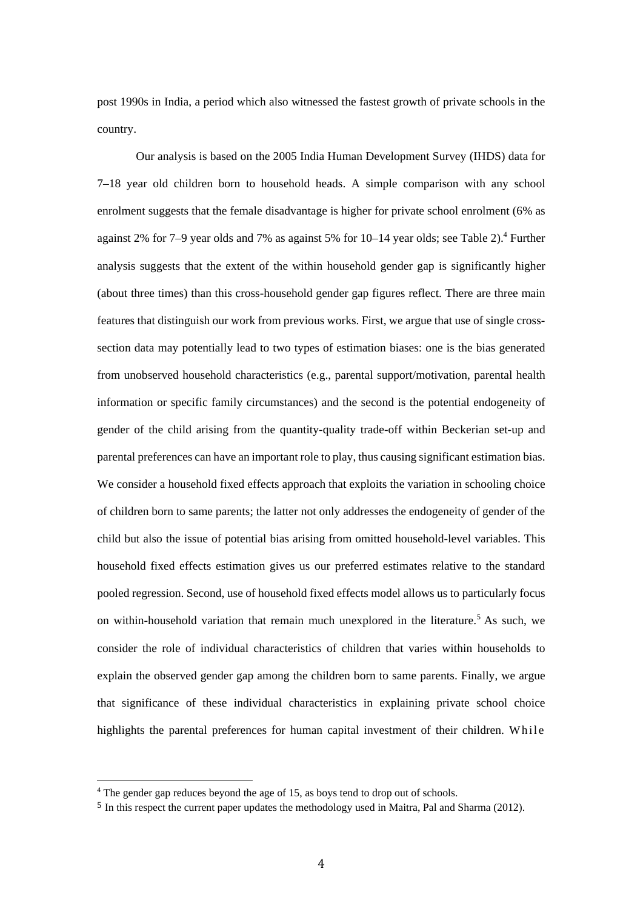post 1990s in India, a period which also witnessed the fastest growth of private schools in the country.

Our analysis is based on the 2005 India Human Development Survey (IHDS) data for 7–18 year old children born to household heads. A simple comparison with any school enrolment suggests that the female disadvantage is higher for private school enrolment (6% as against 2% for 7–9 year olds and 7% as against 5% for 10–14 year olds; see Table 2).[4] Further analysis suggests that the extent of the within household gender gap is significantly higher (about three times) than this cross-household gender gap figures reflect. There are three main features that distinguish our work from previous works. First, we argue that use of single cross-section data may potentially lead to two types of estimation biases: one is the bias generated from unobserved household characteristics (e.g., parental support/motivation, parental health information or specific family circumstances) and the second is the potential endogeneity of gender of the child arising from the quantity-quality trade-off within Beckerian set-up and parental preferences can have an important role to play, thus causing significant estimation bias. We consider a household fixed effects approach that exploits the variation in schooling choice of children born to same parents; the latter not only addresses the endogeneity of gender of the child but also the issue of potential bias arising from omitted household-level variables. This household fixed effects estimation gives us our preferred estimates relative to the standard pooled regression. Second, use of household fixed effects model allows us to particularly focus on within-household variation that remain much unexplored in the literature.[5] As such, we consider the role of individual characteristics of children that varies within households to explain the observed gender gap among the children born to same parents. Finally, we argue that significance of these individual characteristics in explaining private school choice highlights the parental preferences for human capital investment of their children. While

[4] The gender gap reduces beyond the age of 15, as boys tend to drop out of schools.

[5] In this respect the current paper updates the methodology used in Maitra, Pal and Sharma (2012).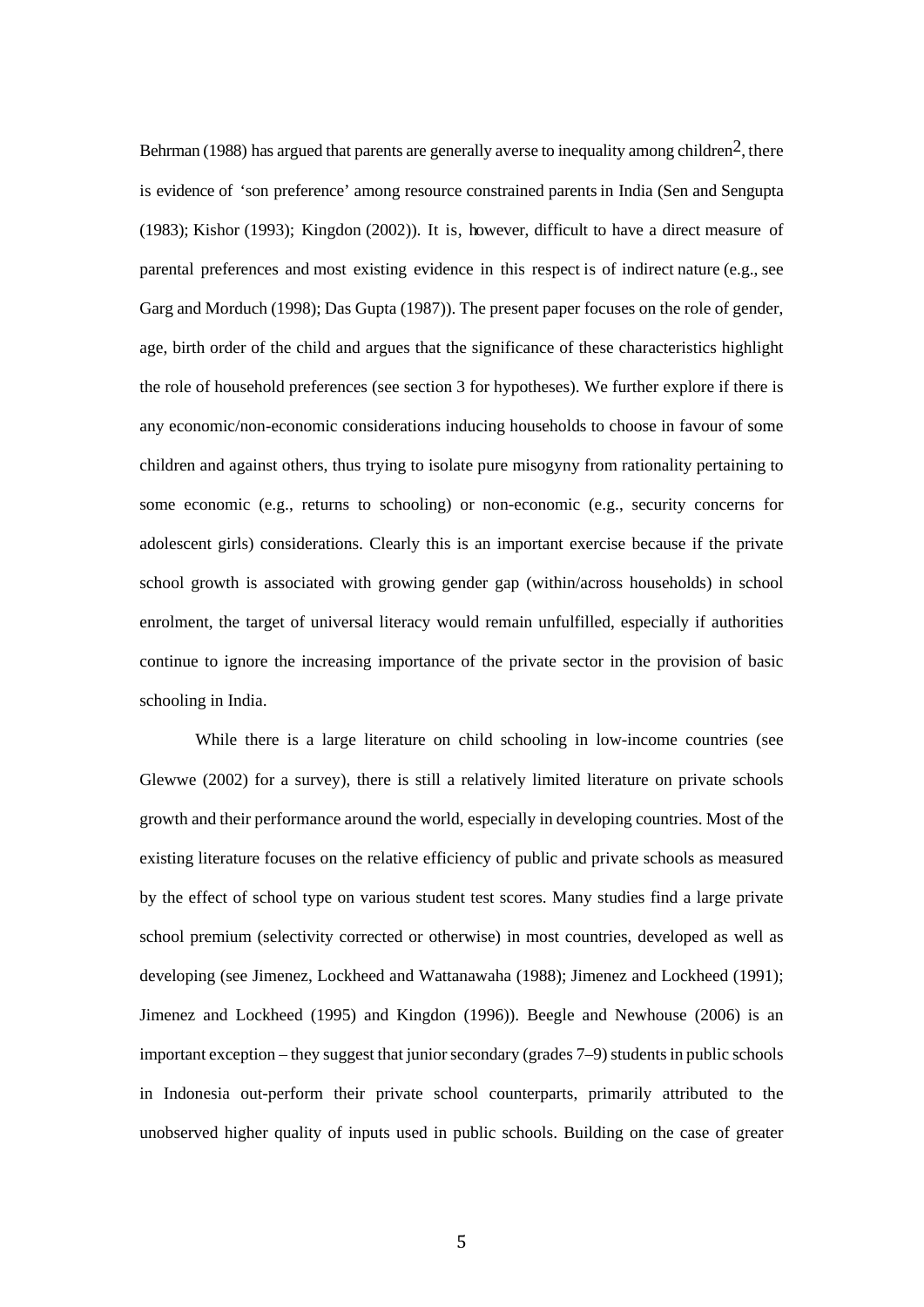Behrman (1988) has argued that parents are generally averse to inequality among children[2], there is evidence of 'son preference' among resource constrained parents in India (Sen and Sengupta (1983); Kishor (1993); Kingdon (2002)). It is, however, difficult to have a direct measure of parental preferences and most existing evidence in this respect is of indirect nature (e.g., see Garg and Morduch (1998); Das Gupta (1987)). The present paper focuses on the role of gender, age, birth order of the child and argues that the significance of these characteristics highlight the role of household preferences (see section 3 for hypotheses). We further explore if there is any economic/non-economic considerations inducing households to choose in favour of some children and against others, thus trying to isolate pure misogyny from rationality pertaining to some economic (e.g., returns to schooling) or non-economic (e.g., security concerns for adolescent girls) considerations. Clearly this is an important exercise because if the private school growth is associated with growing gender gap (within/across households) in school enrolment, the target of universal literacy would remain unfulfilled, especially if authorities continue to ignore the increasing importance of the private sector in the provision of basic schooling in India.

While there is a large literature on child schooling in low-income countries (see Glewwe (2002) for a survey), there is still a relatively limited literature on private schools growth and their performance around the world, especially in developing countries. Most of the existing literature focuses on the relative efficiency of public and private schools as measured by the effect of school type on various student test scores. Many studies find a large private school premium (selectivity corrected or otherwise) in most countries, developed as well as developing (see Jimenez, Lockheed and Wattanawaha (1988); Jimenez and Lockheed (1991); Jimenez and Lockheed (1995) and Kingdon (1996)). Beegle and Newhouse (2006) is an important exception – they suggest that junior secondary (grades 7–9) students in public schools in Indonesia out-perform their private school counterparts, primarily attributed to the unobserved higher quality of inputs used in public schools. Building on the case of greater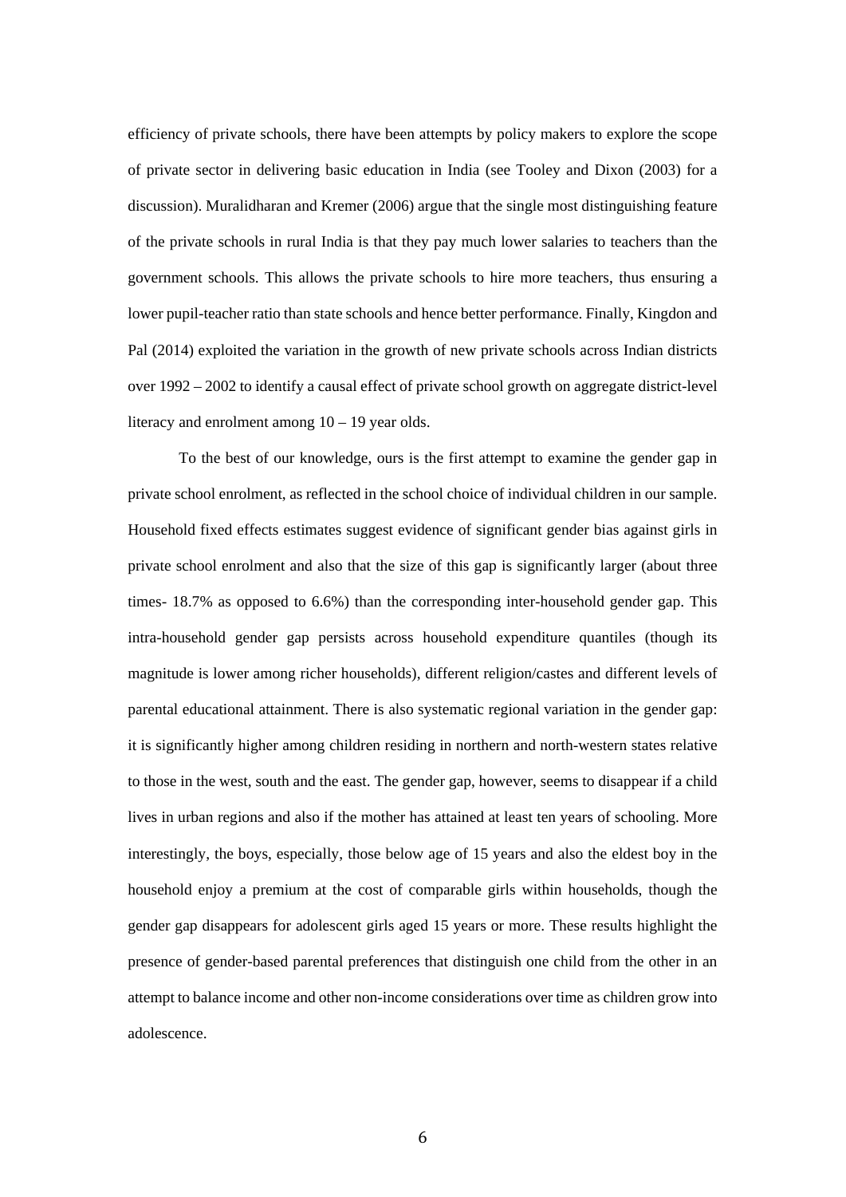efficiency of private schools, there have been attempts by policy makers to explore the scope of private sector in delivering basic education in India (see Tooley and Dixon (2003) for a discussion). Muralidharan and Kremer (2006) argue that the single most distinguishing feature of the private schools in rural India is that they pay much lower salaries to teachers than the government schools. This allows the private schools to hire more teachers, thus ensuring a lower pupil-teacher ratio than state schools and hence better performance. Finally, Kingdon and Pal (2014) exploited the variation in the growth of new private schools across Indian districts over 1992 – 2002 to identify a causal effect of private school growth on aggregate district-level literacy and enrolment among 10 – 19 year olds.

To the best of our knowledge, ours is the first attempt to examine the gender gap in private school enrolment, as reflected in the school choice of individual children in our sample. Household fixed effects estimates suggest evidence of significant gender bias against girls in private school enrolment and also that the size of this gap is significantly larger (about three times- 18.7% as opposed to 6.6%) than the corresponding inter-household gender gap. This intra-household gender gap persists across household expenditure quantiles (though its magnitude is lower among richer households), different religion/castes and different levels of parental educational attainment. There is also systematic regional variation in the gender gap: it is significantly higher among children residing in northern and north-western states relative to those in the west, south and the east. The gender gap, however, seems to disappear if a child lives in urban regions and also if the mother has attained at least ten years of schooling. More interestingly, the boys, especially, those below age of 15 years and also the eldest boy in the household enjoy a premium at the cost of comparable girls within households, though the gender gap disappears for adolescent girls aged 15 years or more. These results highlight the presence of gender-based parental preferences that distinguish one child from the other in an attempt to balance income and other non-income considerations over time as children grow into adolescence.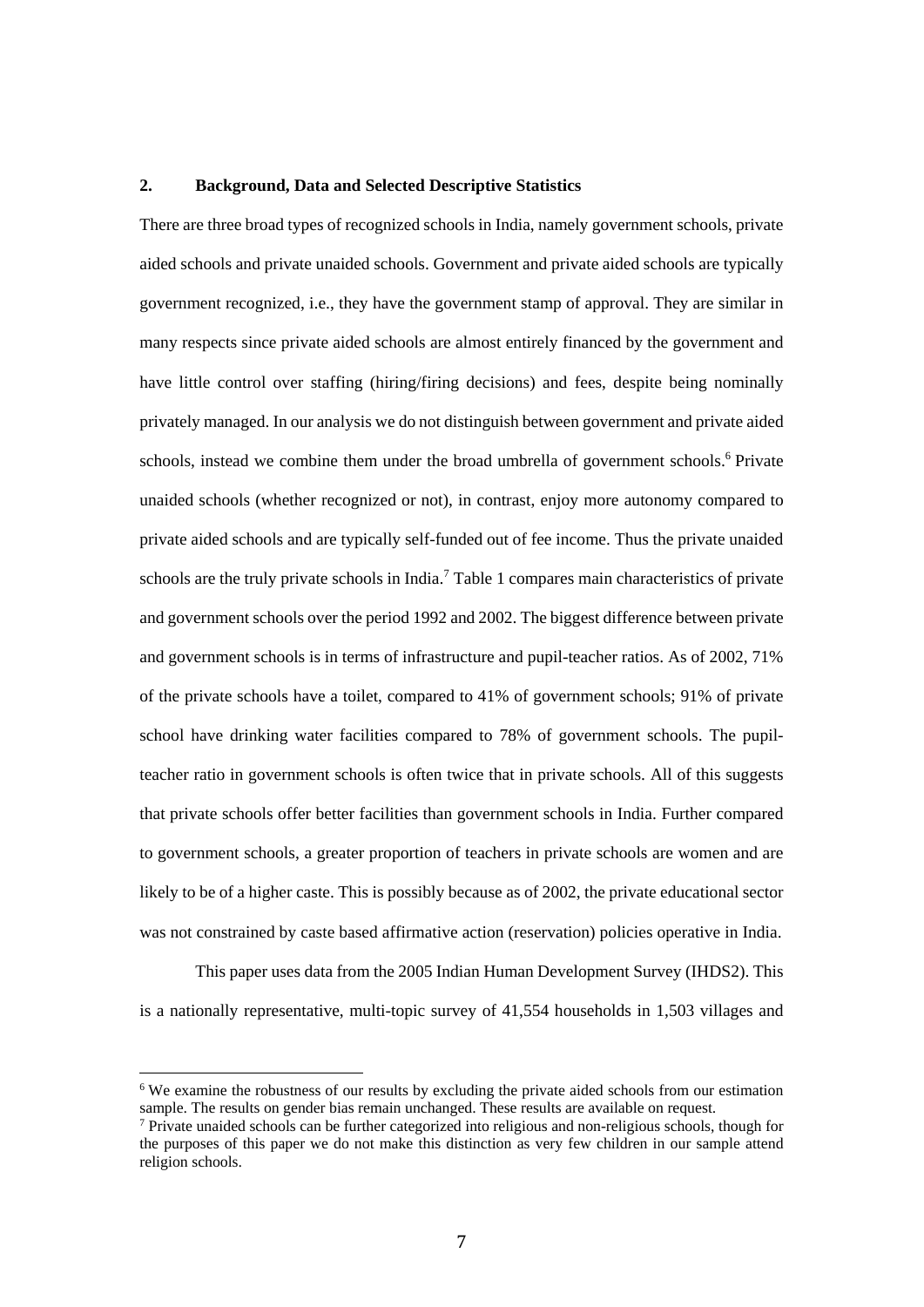## 2. Background, Data and Selected Descriptive Statistics

There are three broad types of recognized schools in India, namely government schools, private aided schools and private unaided schools. Government and private aided schools are typically government recognized, i.e., they have the government stamp of approval. They are similar in many respects since private aided schools are almost entirely financed by the government and have little control over staffing (hiring/firing decisions) and fees, despite being nominally privately managed. In our analysis we do not distinguish between government and private aided schools, instead we combine them under the broad umbrella of government schools.[6] Private unaided schools (whether recognized or not), in contrast, enjoy more autonomy compared to private aided schools and are typically self-funded out of fee income. Thus the private unaided schools are the truly private schools in India.[7] Table 1 compares main characteristics of private and government schools over the period 1992 and 2002. The biggest difference between private and government schools is in terms of infrastructure and pupil-teacher ratios. As of 2002, 71% of the private schools have a toilet, compared to 41% of government schools; 91% of private school have drinking water facilities compared to 78% of government schools. The pupil-teacher ratio in government schools is often twice that in private schools. All of this suggests that private schools offer better facilities than government schools in India. Further compared to government schools, a greater proportion of teachers in private schools are women and are likely to be of a higher caste. This is possibly because as of 2002, the private educational sector was not constrained by caste based affirmative action (reservation) policies operative in India.

This paper uses data from the 2005 Indian Human Development Survey (IHDS2). This is a nationally representative, multi-topic survey of 41,554 households in 1,503 villages and

---

[6] We examine the robustness of our results by excluding the private aided schools from our estimation sample. The results on gender bias remain unchanged. These results are available on request.

[7] Private unaided schools can be further categorized into religious and non-religious schools, though for the purposes of this paper we do not make this distinction as very few children in our sample attend religion schools.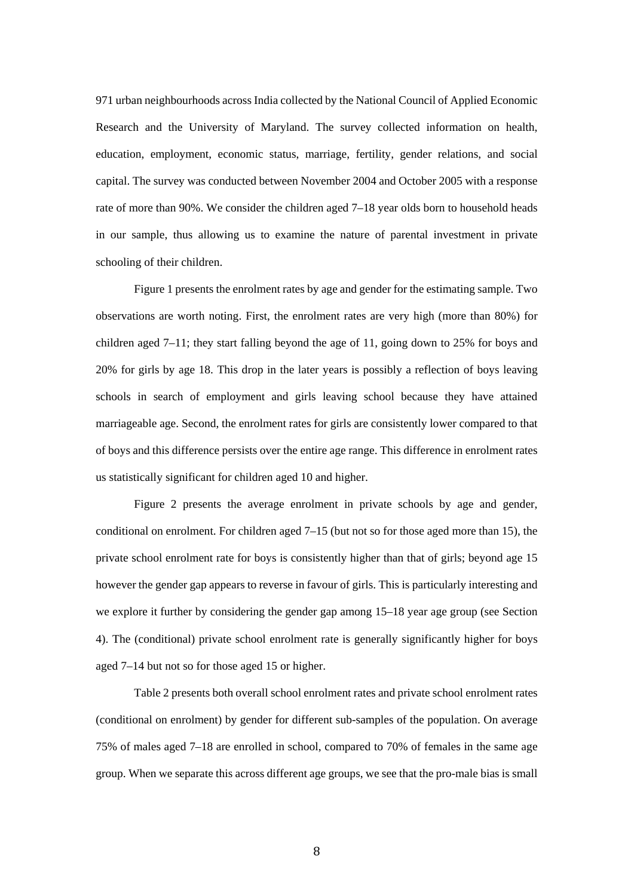971 urban neighbourhoods across India collected by the National Council of Applied Economic Research and the University of Maryland. The survey collected information on health, education, employment, economic status, marriage, fertility, gender relations, and social capital. The survey was conducted between November 2004 and October 2005 with a response rate of more than 90%. We consider the children aged 7–18 year olds born to household heads in our sample, thus allowing us to examine the nature of parental investment in private schooling of their children.

Figure 1 presents the enrolment rates by age and gender for the estimating sample. Two observations are worth noting. First, the enrolment rates are very high (more than 80%) for children aged 7–11; they start falling beyond the age of 11, going down to 25% for boys and 20% for girls by age 18. This drop in the later years is possibly a reflection of boys leaving schools in search of employment and girls leaving school because they have attained marriageable age. Second, the enrolment rates for girls are consistently lower compared to that of boys and this difference persists over the entire age range. This difference in enrolment rates us statistically significant for children aged 10 and higher.

Figure 2 presents the average enrolment in private schools by age and gender, conditional on enrolment. For children aged 7–15 (but not so for those aged more than 15), the private school enrolment rate for boys is consistently higher than that of girls; beyond age 15 however the gender gap appears to reverse in favour of girls. This is particularly interesting and we explore it further by considering the gender gap among 15–18 year age group (see Section 4). The (conditional) private school enrolment rate is generally significantly higher for boys aged 7–14 but not so for those aged 15 or higher.

Table 2 presents both overall school enrolment rates and private school enrolment rates (conditional on enrolment) by gender for different sub-samples of the population. On average 75% of males aged 7–18 are enrolled in school, compared to 70% of females in the same age group. When we separate this across different age groups, we see that the pro-male bias is small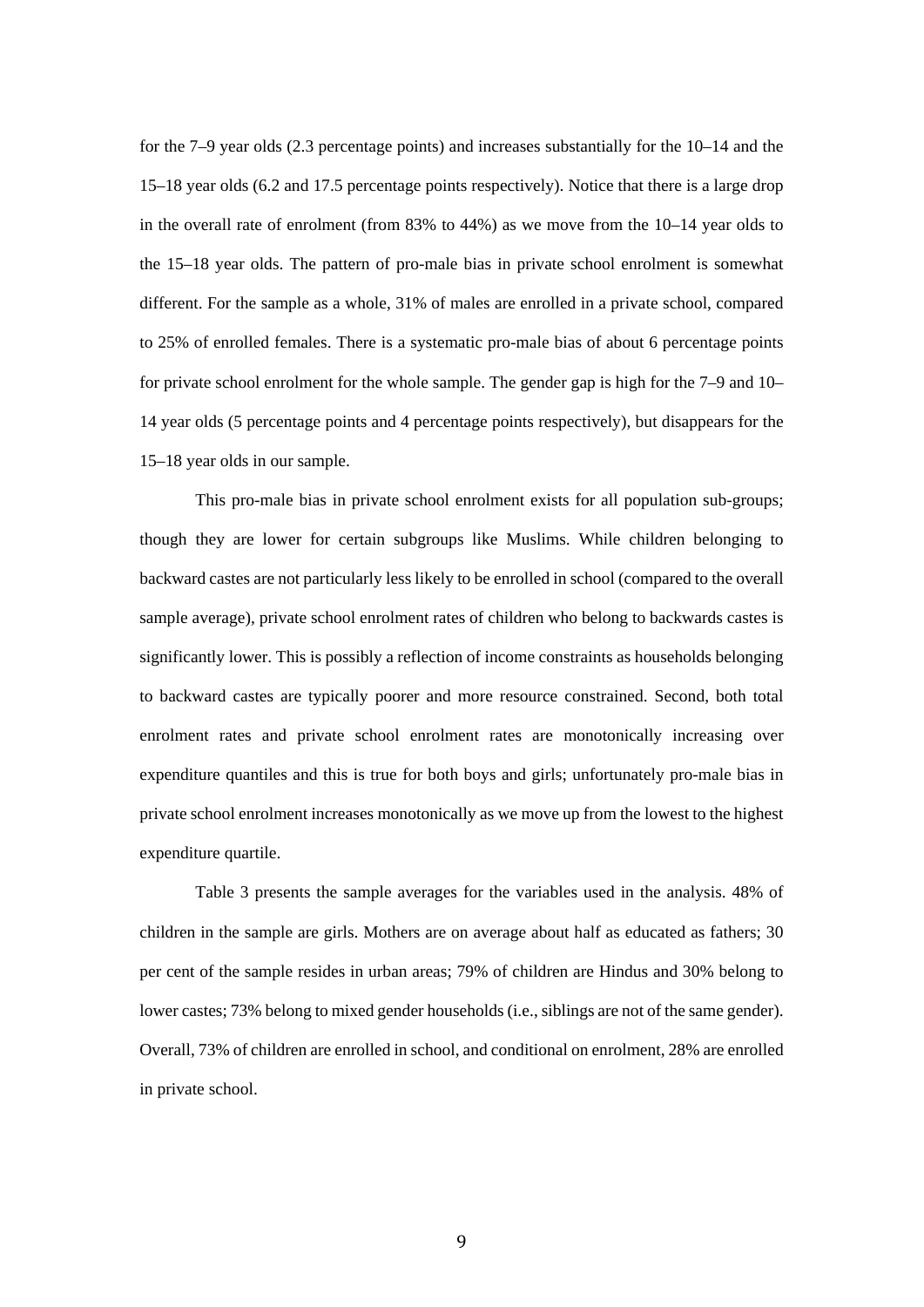for the 7–9 year olds (2.3 percentage points) and increases substantially for the 10–14 and the 15–18 year olds (6.2 and 17.5 percentage points respectively). Notice that there is a large drop in the overall rate of enrolment (from 83% to 44%) as we move from the 10–14 year olds to the 15–18 year olds. The pattern of pro-male bias in private school enrolment is somewhat different. For the sample as a whole, 31% of males are enrolled in a private school, compared to 25% of enrolled females. There is a systematic pro-male bias of about 6 percentage points for private school enrolment for the whole sample. The gender gap is high for the 7–9 and 10–14 year olds (5 percentage points and 4 percentage points respectively), but disappears for the 15–18 year olds in our sample.

This pro-male bias in private school enrolment exists for all population sub-groups; though they are lower for certain subgroups like Muslims. While children belonging to backward castes are not particularly less likely to be enrolled in school (compared to the overall sample average), private school enrolment rates of children who belong to backwards castes is significantly lower. This is possibly a reflection of income constraints as households belonging to backward castes are typically poorer and more resource constrained. Second, both total enrolment rates and private school enrolment rates are monotonically increasing over expenditure quantiles and this is true for both boys and girls; unfortunately pro-male bias in private school enrolment increases monotonically as we move up from the lowest to the highest expenditure quartile.

Table 3 presents the sample averages for the variables used in the analysis. 48% of children in the sample are girls. Mothers are on average about half as educated as fathers; 30 per cent of the sample resides in urban areas; 79% of children are Hindus and 30% belong to lower castes; 73% belong to mixed gender households (i.e., siblings are not of the same gender). Overall, 73% of children are enrolled in school, and conditional on enrolment, 28% are enrolled in private school.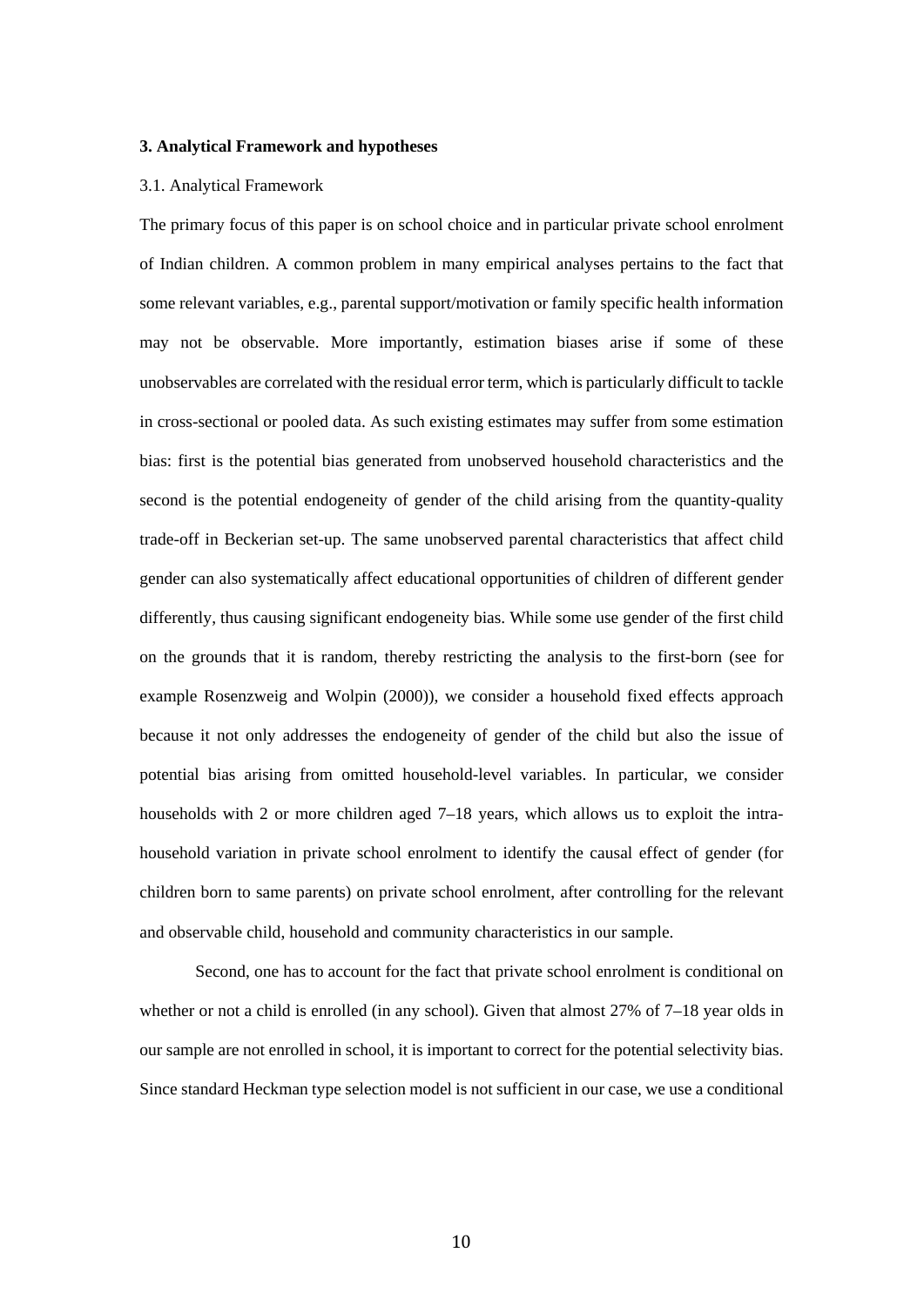### 3. Analytical Framework and hypotheses

3.1. Analytical Framework

The primary focus of this paper is on school choice and in particular private school enrolment of Indian children. A common problem in many empirical analyses pertains to the fact that some relevant variables, e.g., parental support/motivation or family specific health information may not be observable. More importantly, estimation biases arise if some of these unobservables are correlated with the residual error term, which is particularly difficult to tackle in cross-sectional or pooled data. As such existing estimates may suffer from some estimation bias: first is the potential bias generated from unobserved household characteristics and the second is the potential endogeneity of gender of the child arising from the quantity-quality trade-off in Beckerian set-up. The same unobserved parental characteristics that affect child gender can also systematically affect educational opportunities of children of different gender differently, thus causing significant endogeneity bias. While some use gender of the first child on the grounds that it is random, thereby restricting the analysis to the first-born (see for example Rosenzweig and Wolpin (2000)), we consider a household fixed effects approach because it not only addresses the endogeneity of gender of the child but also the issue of potential bias arising from omitted household-level variables. In particular, we consider households with 2 or more children aged 7–18 years, which allows us to exploit the intra-household variation in private school enrolment to identify the causal effect of gender (for children born to same parents) on private school enrolment, after controlling for the relevant and observable child, household and community characteristics in our sample.

Second, one has to account for the fact that private school enrolment is conditional on whether or not a child is enrolled (in any school). Given that almost 27% of 7–18 year olds in our sample are not enrolled in school, it is important to correct for the potential selectivity bias. Since standard Heckman type selection model is not sufficient in our case, we use a conditional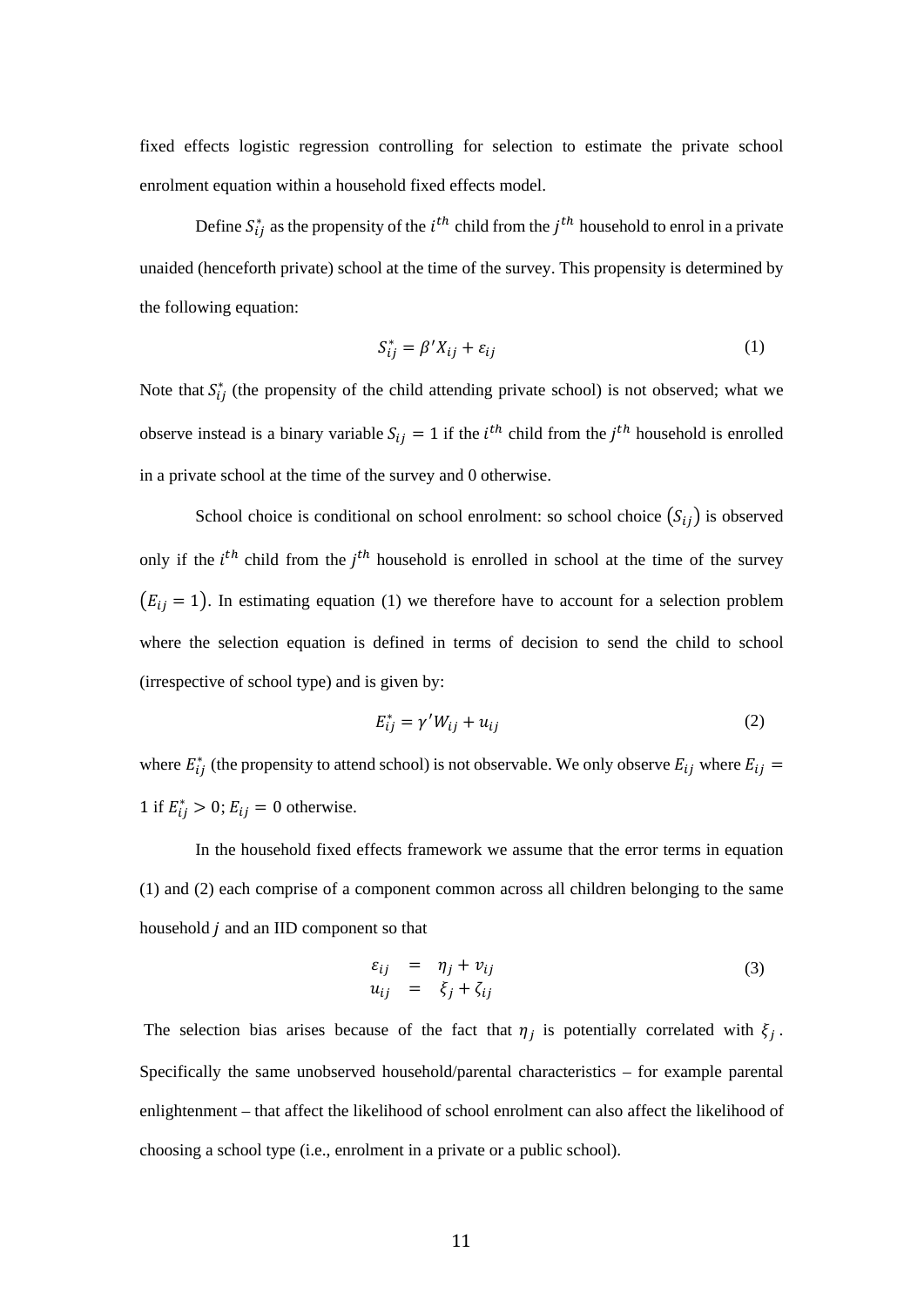fixed effects logistic regression controlling for selection to estimate the private school enrolment equation within a household fixed effects model.

Define $S_{ij}^{*}$ as the propensity of the $i^{th}$ child from the $j^{th}$ household to enrol in a private unaided (henceforth private) school at the time of the survey. This propensity is determined by the following equation:

$$S_{ij}^{*} = \beta' X_{ij} + \varepsilon_{ij} \tag{1}$$

Note that $S_{ij}^{*}$ (the propensity of the child attending private school) is not observed; what we observe instead is a binary variable $S_{ij} = 1$ if the $i^{th}$ child from the $j^{th}$ household is enrolled in a private school at the time of the survey and 0 otherwise.

School choice is conditional on school enrolment: so school choice $(S_{ij})$ is observed only if the $i^{th}$ child from the $j^{th}$ household is enrolled in school at the time of the survey $(E_{ij} = 1)$. In estimating equation (1) we therefore have to account for a selection problem where the selection equation is defined in terms of decision to send the child to school (irrespective of school type) and is given by:

$$E_{ij}^{*} = \gamma' W_{ij} + u_{ij} \tag{2}$$

where $E_{ij}^{*}$ (the propensity to attend school) is not observable. We only observe $E_{ij}$ where $E_{ij} = 1$ if $E_{ij}^{*} > 0$; $E_{ij} = 0$ otherwise.

In the household fixed effects framework we assume that the error terms in equation (1) and (2) each comprise of a component common across all children belonging to the same household $j$ and an IID component so that

$$\begin{aligned} \varepsilon_{ij} &= \eta_j + v_{ij} \\ u_{ij} &= \xi_j + \zeta_{ij} \end{aligned} \tag{3}$$

The selection bias arises because of the fact that $\eta_j$ is potentially correlated with $\xi_j$. Specifically the same unobserved household/parental characteristics – for example parental enlightenment – that affect the likelihood of school enrolment can also affect the likelihood of choosing a school type (i.e., enrolment in a private or a public school).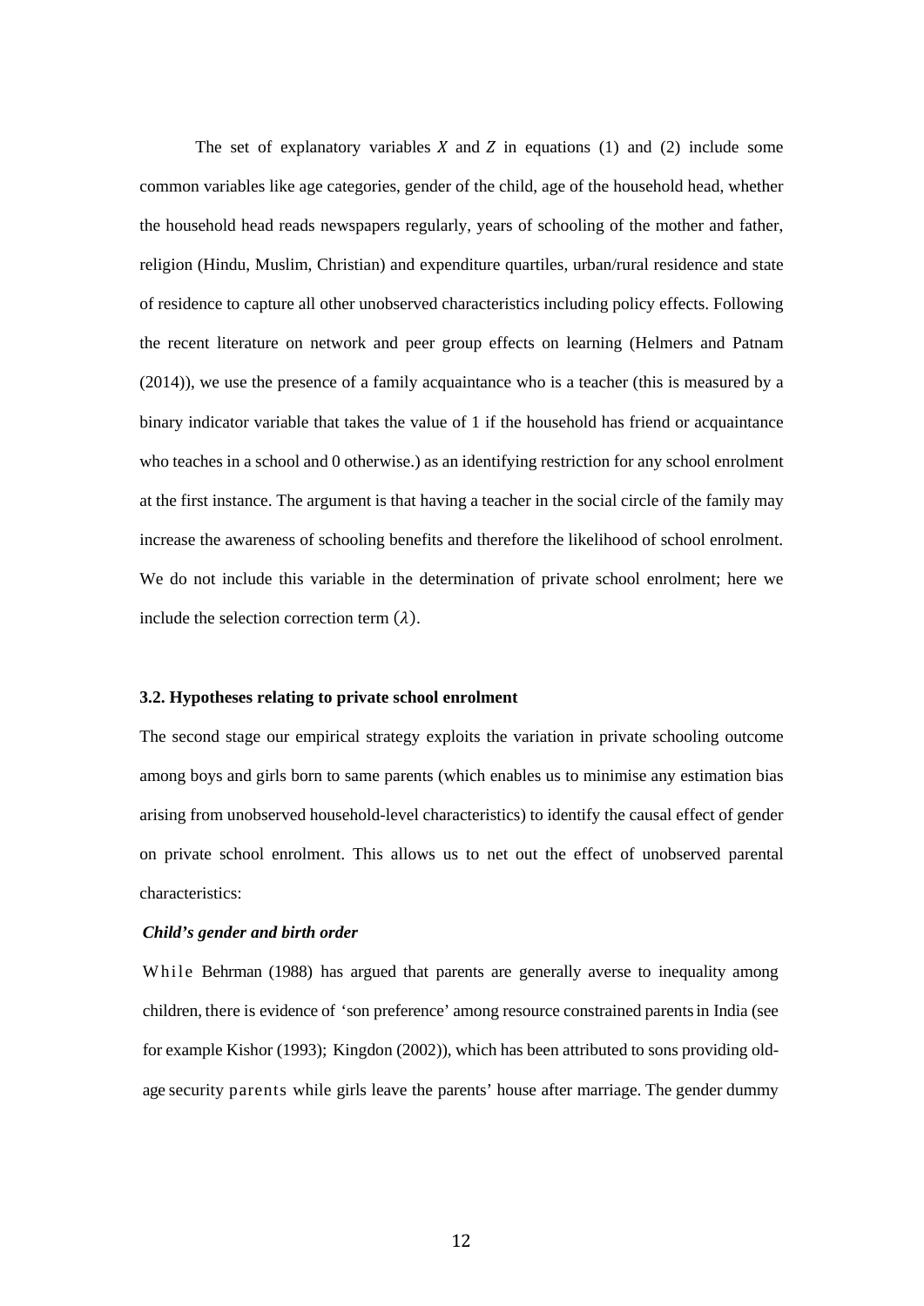The set of explanatory variables $X$ and $Z$ in equations (1) and (2) include some common variables like age categories, gender of the child, age of the household head, whether the household head reads newspapers regularly, years of schooling of the mother and father, religion (Hindu, Muslim, Christian) and expenditure quartiles, urban/rural residence and state of residence to capture all other unobserved characteristics including policy effects. Following the recent literature on network and peer group effects on learning (Helmers and Patnam (2014)), we use the presence of a family acquaintance who is a teacher (this is measured by a binary indicator variable that takes the value of 1 if the household has friend or acquaintance who teaches in a school and 0 otherwise.) as an identifying restriction for any school enrolment at the first instance. The argument is that having a teacher in the social circle of the family may increase the awareness of schooling benefits and therefore the likelihood of school enrolment. We do not include this variable in the determination of private school enrolment; here we include the selection correction term ($\lambda$).

### 3.2. Hypotheses relating to private school enrolment

The second stage our empirical strategy exploits the variation in private schooling outcome among boys and girls born to same parents (which enables us to minimise any estimation bias arising from unobserved household-level characteristics) to identify the causal effect of gender on private school enrolment. This allows us to net out the effect of unobserved parental characteristics:

#### *Child's gender and birth order*

While Behrman (1988) has argued that parents are generally averse to inequality among children, there is evidence of 'son preference' among resource constrained parents in India (see for example Kishor (1993); Kingdon (2002)), which has been attributed to sons providing old-age security parents while girls leave the parents' house after marriage. The gender dummy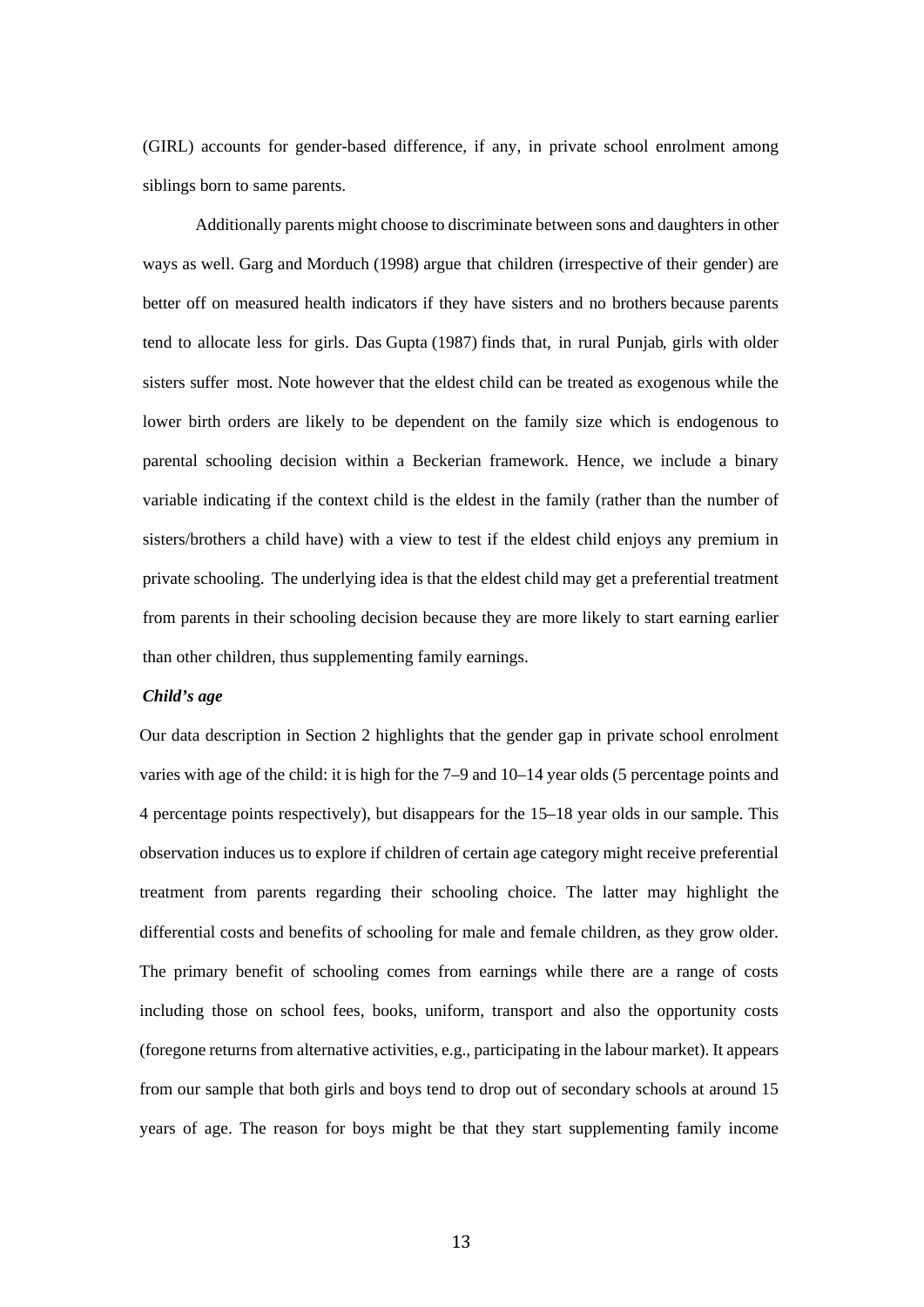(GIRL) accounts for gender-based difference, if any, in private school enrolment among siblings born to same parents.

Additionally parents might choose to discriminate between sons and daughters in other ways as well. Garg and Morduch (1998) argue that children (irrespective of their gender) are better off on measured health indicators if they have sisters and no brothers because parents tend to allocate less for girls. Das Gupta (1987) finds that, in rural Punjab, girls with older sisters suffer most. Note however that the eldest child can be treated as exogenous while the lower birth orders are likely to be dependent on the family size which is endogenous to parental schooling decision within a Beckerian framework. Hence, we include a binary variable indicating if the context child is the eldest in the family (rather than the number of sisters/brothers a child have) with a view to test if the eldest child enjoys any premium in private schooling. The underlying idea is that the eldest child may get a preferential treatment from parents in their schooling decision because they are more likely to start earning earlier than other children, thus supplementing family earnings.

***Child's age***

Our data description in Section 2 highlights that the gender gap in private school enrolment varies with age of the child: it is high for the 7–9 and 10–14 year olds (5 percentage points and 4 percentage points respectively), but disappears for the 15–18 year olds in our sample. This observation induces us to explore if children of certain age category might receive preferential treatment from parents regarding their schooling choice. The latter may highlight the differential costs and benefits of schooling for male and female children, as they grow older. The primary benefit of schooling comes from earnings while there are a range of costs including those on school fees, books, uniform, transport and also the opportunity costs (foregone returns from alternative activities, e.g., participating in the labour market). It appears from our sample that both girls and boys tend to drop out of secondary schools at around 15 years of age. The reason for boys might be that they start supplementing family income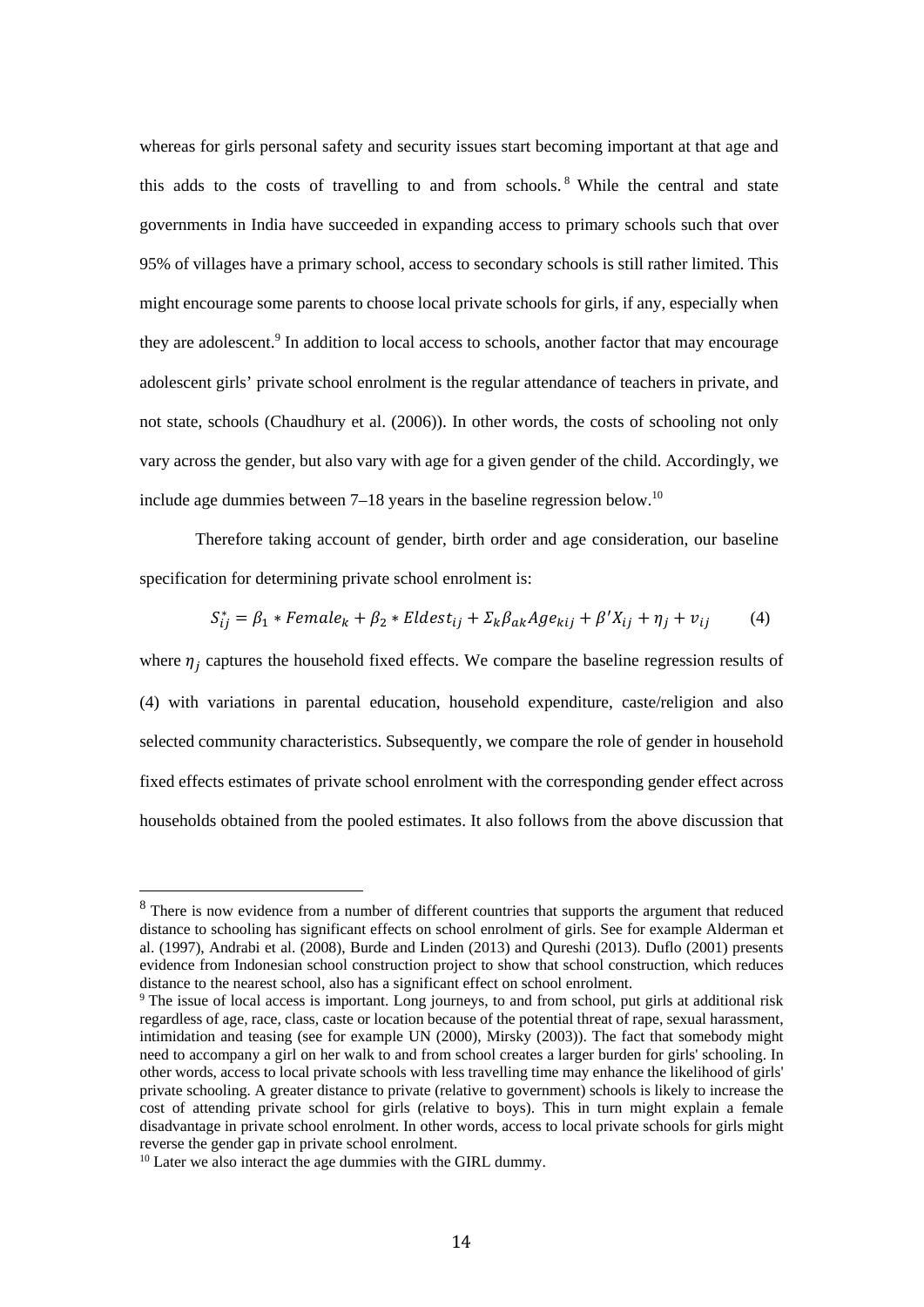whereas for girls personal safety and security issues start becoming important at that age and this adds to the costs of travelling to and from schools.[8] While the central and state governments in India have succeeded in expanding access to primary schools such that over 95% of villages have a primary school, access to secondary schools is still rather limited. This might encourage some parents to choose local private schools for girls, if any, especially when they are adolescent.[9] In addition to local access to schools, another factor that may encourage adolescent girls' private school enrolment is the regular attendance of teachers in private, and not state, schools (Chaudhury et al. (2006)). In other words, the costs of schooling not only vary across the gender, but also vary with age for a given gender of the child. Accordingly, we include age dummies between 7–18 years in the baseline regression below.[10]

Therefore taking account of gender, birth order and age consideration, our baseline specification for determining private school enrolment is:

$$S_{ij}^{*} = \beta_1 * Female_k + \beta_2 * Eldest_{ij} + \Sigma_k \beta_{ak} Age_{kij} + \beta' X_{ij} + \eta_j + v_{ij} \qquad (4)$$

where $\eta_j$ captures the household fixed effects. We compare the baseline regression results of (4) with variations in parental education, household expenditure, caste/religion and also selected community characteristics. Subsequently, we compare the role of gender in household fixed effects estimates of private school enrolment with the corresponding gender effect across households obtained from the pooled estimates. It also follows from the above discussion that

---

[8] There is now evidence from a number of different countries that supports the argument that reduced distance to schooling has significant effects on school enrolment of girls. See for example Alderman et al. (1997), Andrabi et al. (2008), Burde and Linden (2013) and Qureshi (2013). Duflo (2001) presents evidence from Indonesian school construction project to show that school construction, which reduces distance to the nearest school, also has a significant effect on school enrolment.

[9] The issue of local access is important. Long journeys, to and from school, put girls at additional risk regardless of age, race, class, caste or location because of the potential threat of rape, sexual harassment, intimidation and teasing (see for example UN (2000), Mirsky (2003)). The fact that somebody might need to accompany a girl on her walk to and from school creates a larger burden for girls' schooling. In other words, access to local private schools with less travelling time may enhance the likelihood of girls' private schooling. A greater distance to private (relative to government) schools is likely to increase the cost of attending private school for girls (relative to boys). This in turn might explain a female disadvantage in private school enrolment. In other words, access to local private schools for girls might reverse the gender gap in private school enrolment.

[10] Later we also interact the age dummies with the GIRL dummy.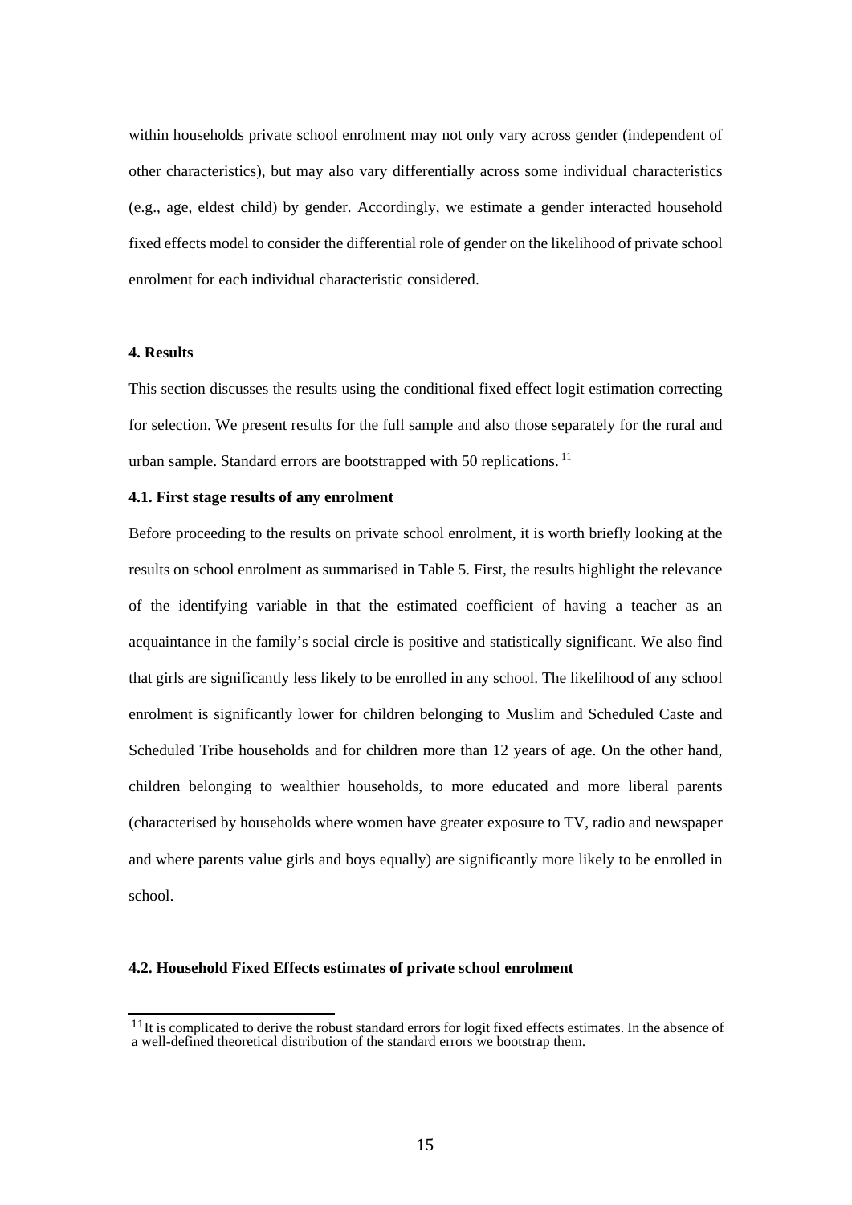within households private school enrolment may not only vary across gender (independent of other characteristics), but may also vary differentially across some individual characteristics (e.g., age, eldest child) by gender. Accordingly, we estimate a gender interacted household fixed effects model to consider the differential role of gender on the likelihood of private school enrolment for each individual characteristic considered.

## 4. Results

This section discusses the results using the conditional fixed effect logit estimation correcting for selection. We present results for the full sample and also those separately for the rural and urban sample. Standard errors are bootstrapped with 50 replications. [11]

### 4.1. First stage results of any enrolment

Before proceeding to the results on private school enrolment, it is worth briefly looking at the results on school enrolment as summarised in Table 5. First, the results highlight the relevance of the identifying variable in that the estimated coefficient of having a teacher as an acquaintance in the family's social circle is positive and statistically significant. We also find that girls are significantly less likely to be enrolled in any school. The likelihood of any school enrolment is significantly lower for children belonging to Muslim and Scheduled Caste and Scheduled Tribe households and for children more than 12 years of age. On the other hand, children belonging to wealthier households, to more educated and more liberal parents (characterised by households where women have greater exposure to TV, radio and newspaper and where parents value girls and boys equally) are significantly more likely to be enrolled in school.

### 4.2. Household Fixed Effects estimates of private school enrolment

[11] It is complicated to derive the robust standard errors for logit fixed effects estimates. In the absence of a well-defined theoretical distribution of the standard errors we bootstrap them.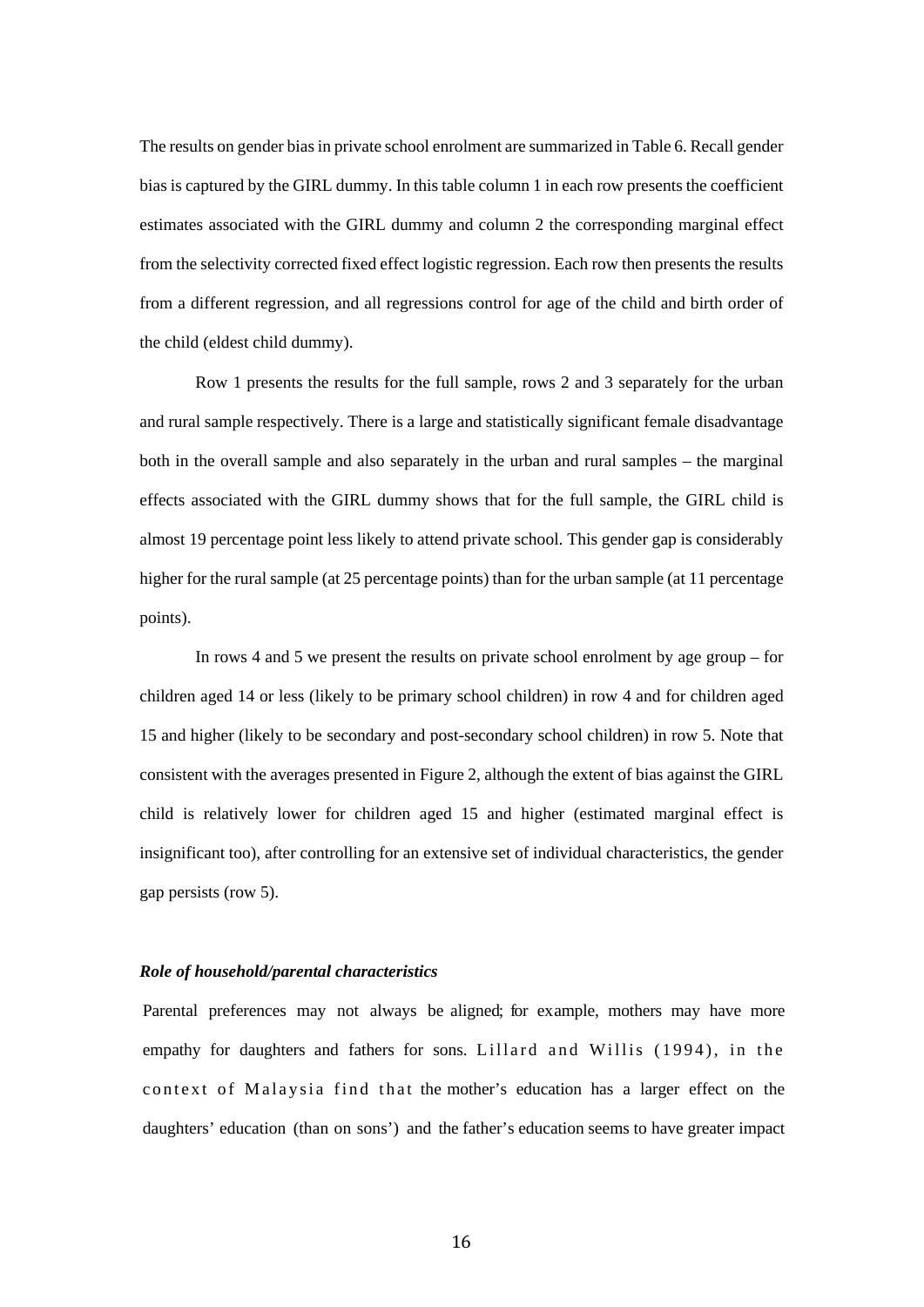The results on gender bias in private school enrolment are summarized in Table 6. Recall gender bias is captured by the GIRL dummy. In this table column 1 in each row presents the coefficient estimates associated with the GIRL dummy and column 2 the corresponding marginal effect from the selectivity corrected fixed effect logistic regression. Each row then presents the results from a different regression, and all regressions control for age of the child and birth order of the child (eldest child dummy).

Row 1 presents the results for the full sample, rows 2 and 3 separately for the urban and rural sample respectively. There is a large and statistically significant female disadvantage both in the overall sample and also separately in the urban and rural samples – the marginal effects associated with the GIRL dummy shows that for the full sample, the GIRL child is almost 19 percentage point less likely to attend private school. This gender gap is considerably higher for the rural sample (at 25 percentage points) than for the urban sample (at 11 percentage points).

In rows 4 and 5 we present the results on private school enrolment by age group – for children aged 14 or less (likely to be primary school children) in row 4 and for children aged 15 and higher (likely to be secondary and post-secondary school children) in row 5. Note that consistent with the averages presented in Figure 2, although the extent of bias against the GIRL child is relatively lower for children aged 15 and higher (estimated marginal effect is insignificant too), after controlling for an extensive set of individual characteristics, the gender gap persists (row 5).

***Role of household/parental characteristics***

Parental preferences may not always be aligned; for example, mothers may have more empathy for daughters and fathers for sons. Lillard and Willis (1994), in the context of Malaysia find that the mother's education has a larger effect on the daughters' education (than on sons') and the father's education seems to have greater impact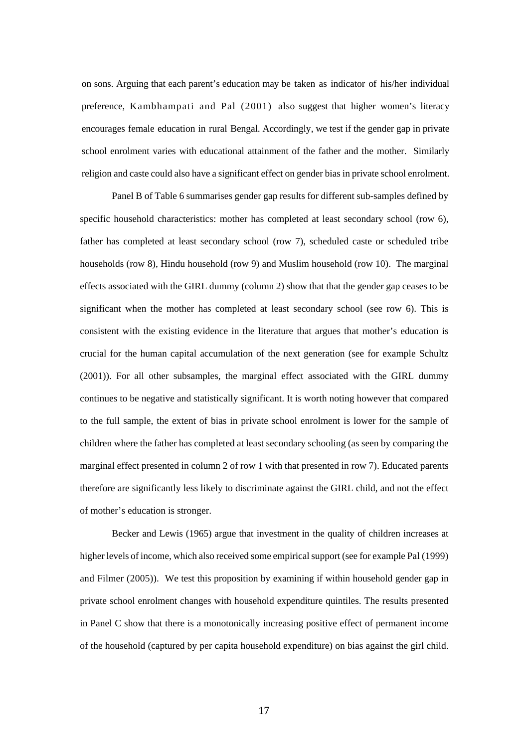on sons. Arguing that each parent's education may be taken as indicator of his/her individual preference, Kambhampati and Pal (2001) also suggest that higher women's literacy encourages female education in rural Bengal. Accordingly, we test if the gender gap in private school enrolment varies with educational attainment of the father and the mother. Similarly religion and caste could also have a significant effect on gender bias in private school enrolment.

Panel B of Table 6 summarises gender gap results for different sub-samples defined by specific household characteristics: mother has completed at least secondary school (row 6), father has completed at least secondary school (row 7), scheduled caste or scheduled tribe households (row 8), Hindu household (row 9) and Muslim household (row 10). The marginal effects associated with the GIRL dummy (column 2) show that that the gender gap ceases to be significant when the mother has completed at least secondary school (see row 6). This is consistent with the existing evidence in the literature that argues that mother's education is crucial for the human capital accumulation of the next generation (see for example Schultz (2001)). For all other subsamples, the marginal effect associated with the GIRL dummy continues to be negative and statistically significant. It is worth noting however that compared to the full sample, the extent of bias in private school enrolment is lower for the sample of children where the father has completed at least secondary schooling (as seen by comparing the marginal effect presented in column 2 of row 1 with that presented in row 7). Educated parents therefore are significantly less likely to discriminate against the GIRL child, and not the effect of mother's education is stronger.

Becker and Lewis (1965) argue that investment in the quality of children increases at higher levels of income, which also received some empirical support (see for example Pal (1999) and Filmer (2005)). We test this proposition by examining if within household gender gap in private school enrolment changes with household expenditure quintiles. The results presented in Panel C show that there is a monotonically increasing positive effect of permanent income of the household (captured by per capita household expenditure) on bias against the girl child.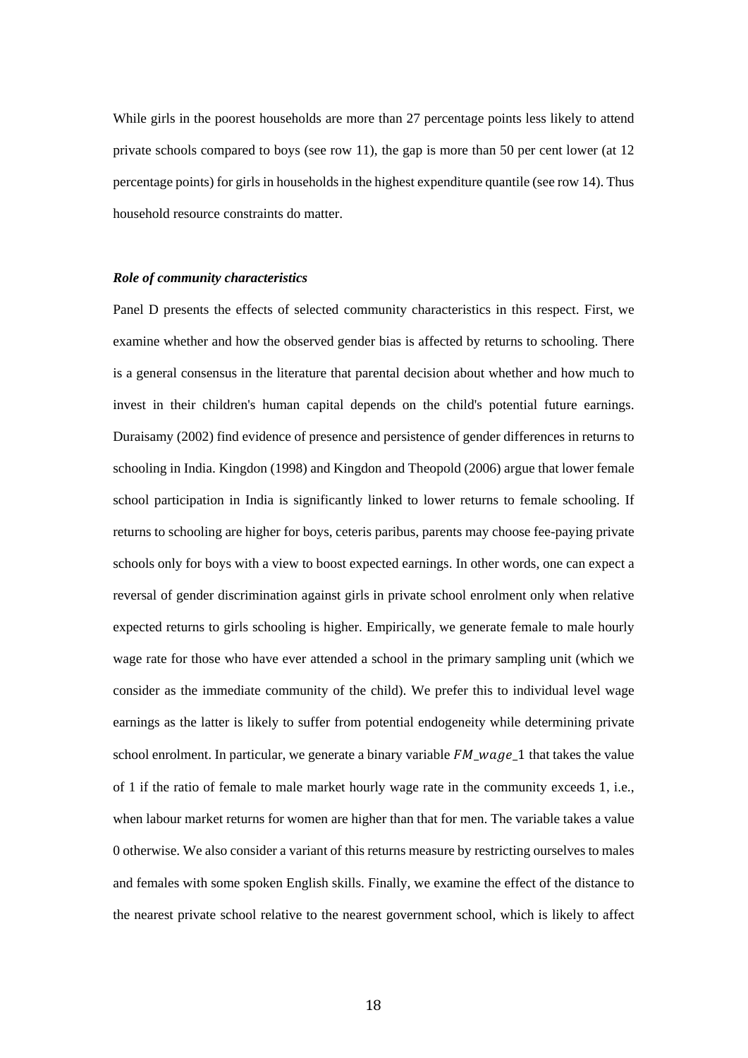While girls in the poorest households are more than 27 percentage points less likely to attend private schools compared to boys (see row 11), the gap is more than 50 per cent lower (at 12 percentage points) for girls in households in the highest expenditure quantile (see row 14). Thus household resource constraints do matter.

***Role of community characteristics***

Panel D presents the effects of selected community characteristics in this respect. First, we examine whether and how the observed gender bias is affected by returns to schooling. There is a general consensus in the literature that parental decision about whether and how much to invest in their children's human capital depends on the child's potential future earnings. Duraisamy (2002) find evidence of presence and persistence of gender differences in returns to schooling in India. Kingdon (1998) and Kingdon and Theopold (2006) argue that lower female school participation in India is significantly linked to lower returns to female schooling. If returns to schooling are higher for boys, ceteris paribus, parents may choose fee-paying private schools only for boys with a view to boost expected earnings. In other words, one can expect a reversal of gender discrimination against girls in private school enrolment only when relative expected returns to girls schooling is higher. Empirically, we generate female to male hourly wage rate for those who have ever attended a school in the primary sampling unit (which we consider as the immediate community of the child). We prefer this to individual level wage earnings as the latter is likely to suffer from potential endogeneity while determining private school enrolment. In particular, we generate a binary variable $FM\_wage\_1$ that takes the value of 1 if the ratio of female to male market hourly wage rate in the community exceeds 1, i.e., when labour market returns for women are higher than that for men. The variable takes a value 0 otherwise. We also consider a variant of this returns measure by restricting ourselves to males and females with some spoken English skills. Finally, we examine the effect of the distance to the nearest private school relative to the nearest government school, which is likely to affect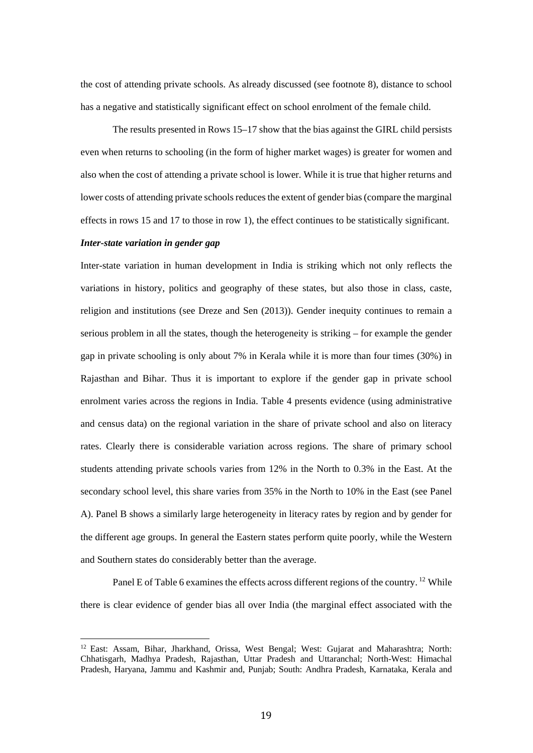the cost of attending private schools. As already discussed (see footnote 8), distance to school has a negative and statistically significant effect on school enrolment of the female child.

The results presented in Rows 15–17 show that the bias against the GIRL child persists even when returns to schooling (in the form of higher market wages) is greater for women and also when the cost of attending a private school is lower. While it is true that higher returns and lower costs of attending private schools reduces the extent of gender bias (compare the marginal effects in rows 15 and 17 to those in row 1), the effect continues to be statistically significant.

***Inter-state variation in gender gap***

Inter-state variation in human development in India is striking which not only reflects the variations in history, politics and geography of these states, but also those in class, caste, religion and institutions (see Dreze and Sen (2013)). Gender inequity continues to remain a serious problem in all the states, though the heterogeneity is striking – for example the gender gap in private schooling is only about 7% in Kerala while it is more than four times (30%) in Rajasthan and Bihar. Thus it is important to explore if the gender gap in private school enrolment varies across the regions in India. Table 4 presents evidence (using administrative and census data) on the regional variation in the share of private school and also on literacy rates. Clearly there is considerable variation across regions. The share of primary school students attending private schools varies from 12% in the North to 0.3% in the East. At the secondary school level, this share varies from 35% in the North to 10% in the East (see Panel A). Panel B shows a similarly large heterogeneity in literacy rates by region and by gender for the different age groups. In general the Eastern states perform quite poorly, while the Western and Southern states do considerably better than the average.

Panel E of Table 6 examines the effects across different regions of the country. [12] While there is clear evidence of gender bias all over India (the marginal effect associated with the

[12] East: Assam, Bihar, Jharkhand, Orissa, West Bengal; West: Gujarat and Maharashtra; North: Chhatisgarh, Madhya Pradesh, Rajasthan, Uttar Pradesh and Uttaranchal; North-West: Himachal Pradesh, Haryana, Jammu and Kashmir and, Punjab; South: Andhra Pradesh, Karnataka, Kerala and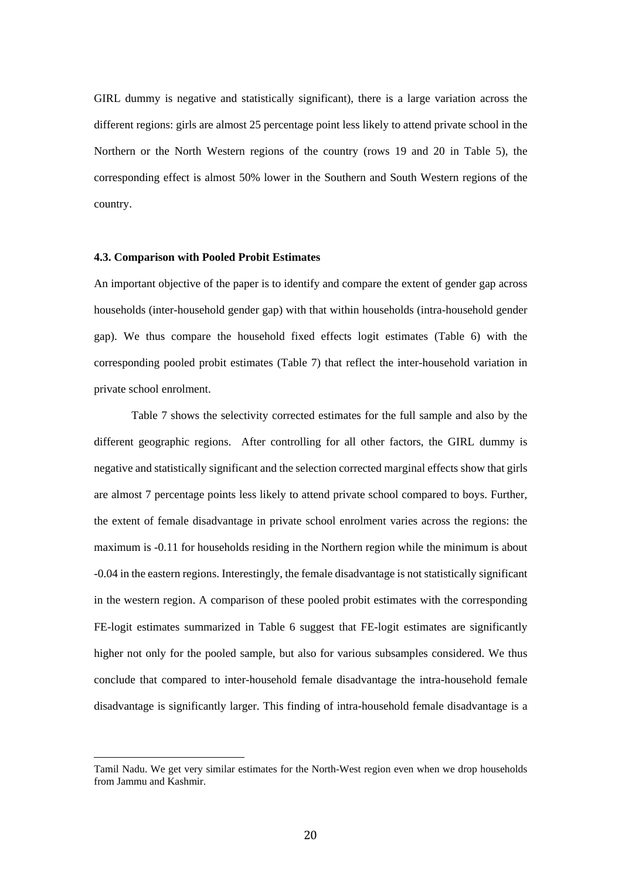GIRL dummy is negative and statistically significant), there is a large variation across the different regions: girls are almost 25 percentage point less likely to attend private school in the Northern or the North Western regions of the country (rows 19 and 20 in Table 5), the corresponding effect is almost 50% lower in the Southern and South Western regions of the country.

#### 4.3. Comparison with Pooled Probit Estimates

An important objective of the paper is to identify and compare the extent of gender gap across households (inter-household gender gap) with that within households (intra-household gender gap). We thus compare the household fixed effects logit estimates (Table 6) with the corresponding pooled probit estimates (Table 7) that reflect the inter-household variation in private school enrolment.

Table 7 shows the selectivity corrected estimates for the full sample and also by the different geographic regions. After controlling for all other factors, the GIRL dummy is negative and statistically significant and the selection corrected marginal effects show that girls are almost 7 percentage points less likely to attend private school compared to boys. Further, the extent of female disadvantage in private school enrolment varies across the regions: the maximum is -0.11 for households residing in the Northern region while the minimum is about -0.04 in the eastern regions. Interestingly, the female disadvantage is not statistically significant in the western region. A comparison of these pooled probit estimates with the corresponding FE-logit estimates summarized in Table 6 suggest that FE-logit estimates are significantly higher not only for the pooled sample, but also for various subsamples considered. We thus conclude that compared to inter-household female disadvantage the intra-household female disadvantage is significantly larger. This finding of intra-household female disadvantage is a

---

Tamil Nadu. We get very similar estimates for the North-West region even when we drop households from Jammu and Kashmir.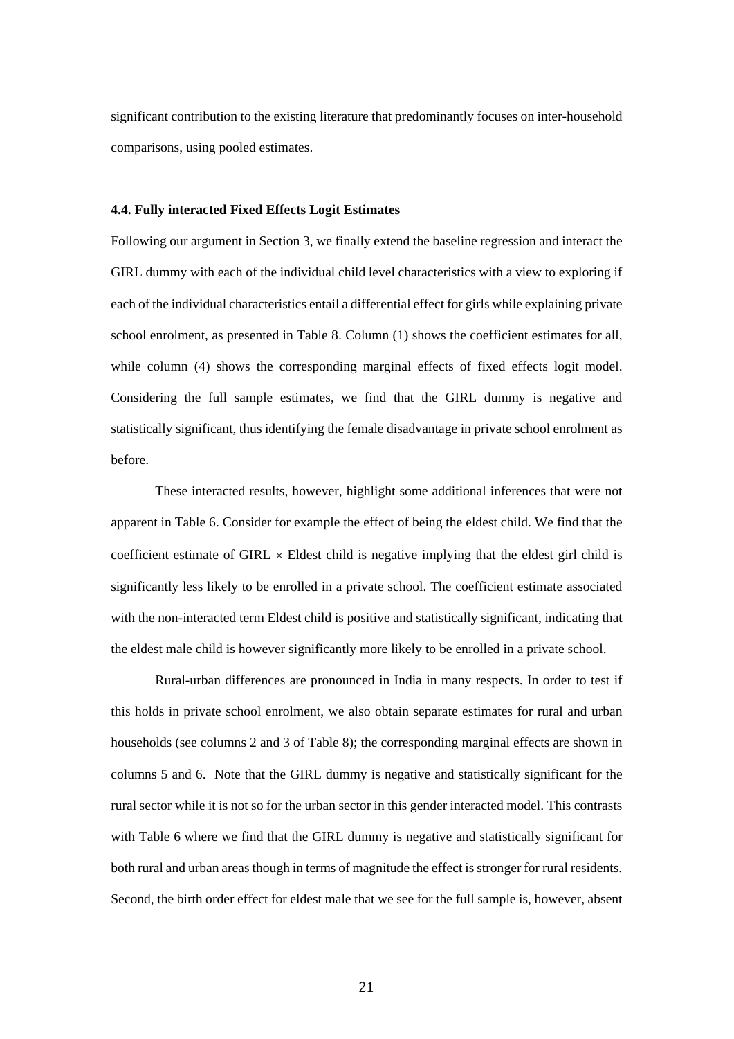significant contribution to the existing literature that predominantly focuses on inter-household comparisons, using pooled estimates.

### 4.4. Fully interacted Fixed Effects Logit Estimates

Following our argument in Section 3, we finally extend the baseline regression and interact the GIRL dummy with each of the individual child level characteristics with a view to exploring if each of the individual characteristics entail a differential effect for girls while explaining private school enrolment, as presented in Table 8. Column (1) shows the coefficient estimates for all, while column (4) shows the corresponding marginal effects of fixed effects logit model. Considering the full sample estimates, we find that the GIRL dummy is negative and statistically significant, thus identifying the female disadvantage in private school enrolment as before.

These interacted results, however, highlight some additional inferences that were not apparent in Table 6. Consider for example the effect of being the eldest child. We find that the coefficient estimate of GIRL $\times$ Eldest child is negative implying that the eldest girl child is significantly less likely to be enrolled in a private school. The coefficient estimate associated with the non-interacted term Eldest child is positive and statistically significant, indicating that the eldest male child is however significantly more likely to be enrolled in a private school.

Rural-urban differences are pronounced in India in many respects. In order to test if this holds in private school enrolment, we also obtain separate estimates for rural and urban households (see columns 2 and 3 of Table 8); the corresponding marginal effects are shown in columns 5 and 6. Note that the GIRL dummy is negative and statistically significant for the rural sector while it is not so for the urban sector in this gender interacted model. This contrasts with Table 6 where we find that the GIRL dummy is negative and statistically significant for both rural and urban areas though in terms of magnitude the effect is stronger for rural residents. Second, the birth order effect for eldest male that we see for the full sample is, however, absent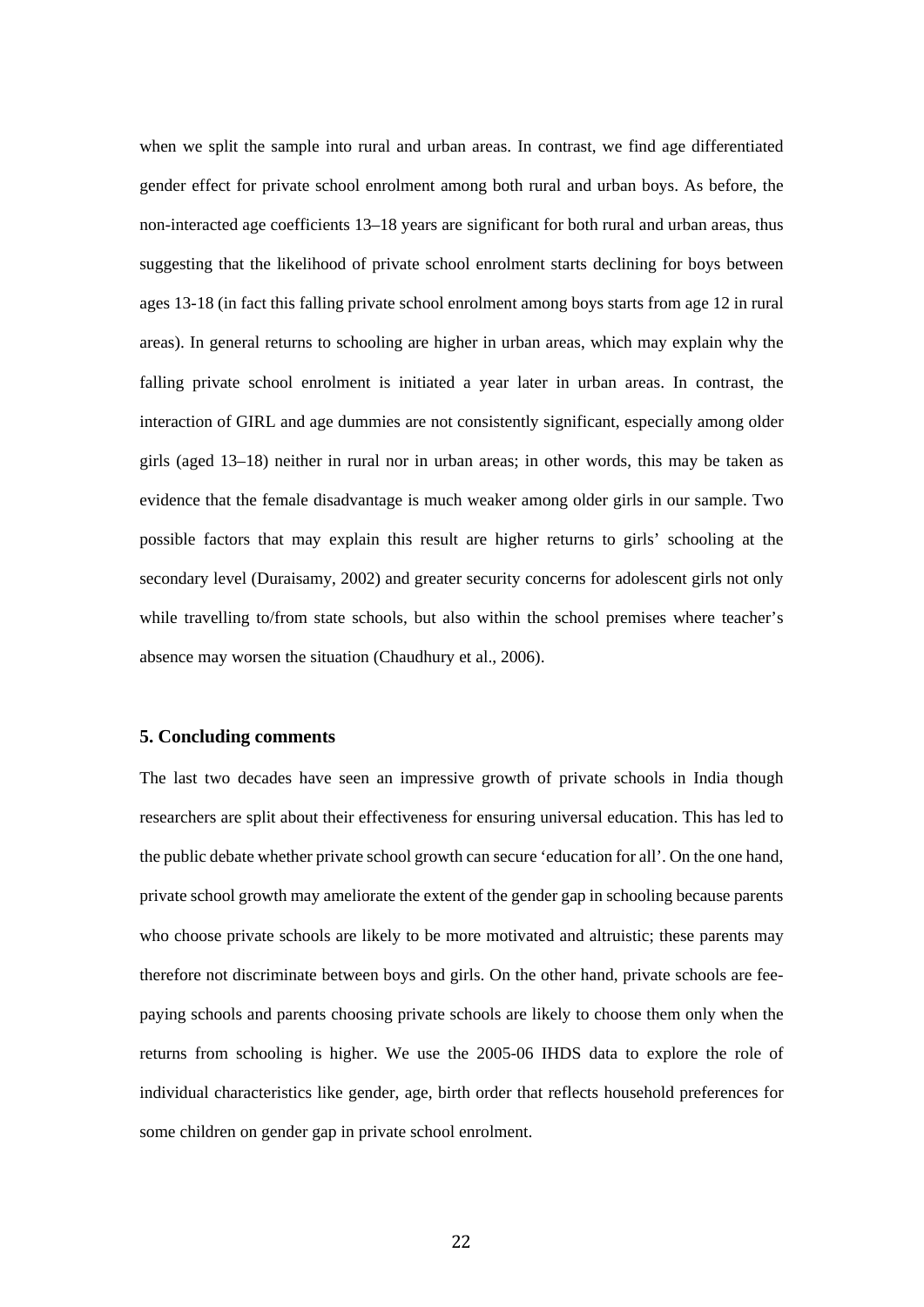when we split the sample into rural and urban areas. In contrast, we find age differentiated gender effect for private school enrolment among both rural and urban boys. As before, the non-interacted age coefficients 13–18 years are significant for both rural and urban areas, thus suggesting that the likelihood of private school enrolment starts declining for boys between ages 13-18 (in fact this falling private school enrolment among boys starts from age 12 in rural areas). In general returns to schooling are higher in urban areas, which may explain why the falling private school enrolment is initiated a year later in urban areas. In contrast, the interaction of GIRL and age dummies are not consistently significant, especially among older girls (aged 13–18) neither in rural nor in urban areas; in other words, this may be taken as evidence that the female disadvantage is much weaker among older girls in our sample. Two possible factors that may explain this result are higher returns to girls' schooling at the secondary level (Duraisamy, 2002) and greater security concerns for adolescent girls not only while travelling to/from state schools, but also within the school premises where teacher's absence may worsen the situation (Chaudhury et al., 2006).

## 5. Concluding comments

The last two decades have seen an impressive growth of private schools in India though researchers are split about their effectiveness for ensuring universal education. This has led to the public debate whether private school growth can secure 'education for all'. On the one hand, private school growth may ameliorate the extent of the gender gap in schooling because parents who choose private schools are likely to be more motivated and altruistic; these parents may therefore not discriminate between boys and girls. On the other hand, private schools are fee-paying schools and parents choosing private schools are likely to choose them only when the returns from schooling is higher. We use the 2005-06 IHDS data to explore the role of individual characteristics like gender, age, birth order that reflects household preferences for some children on gender gap in private school enrolment.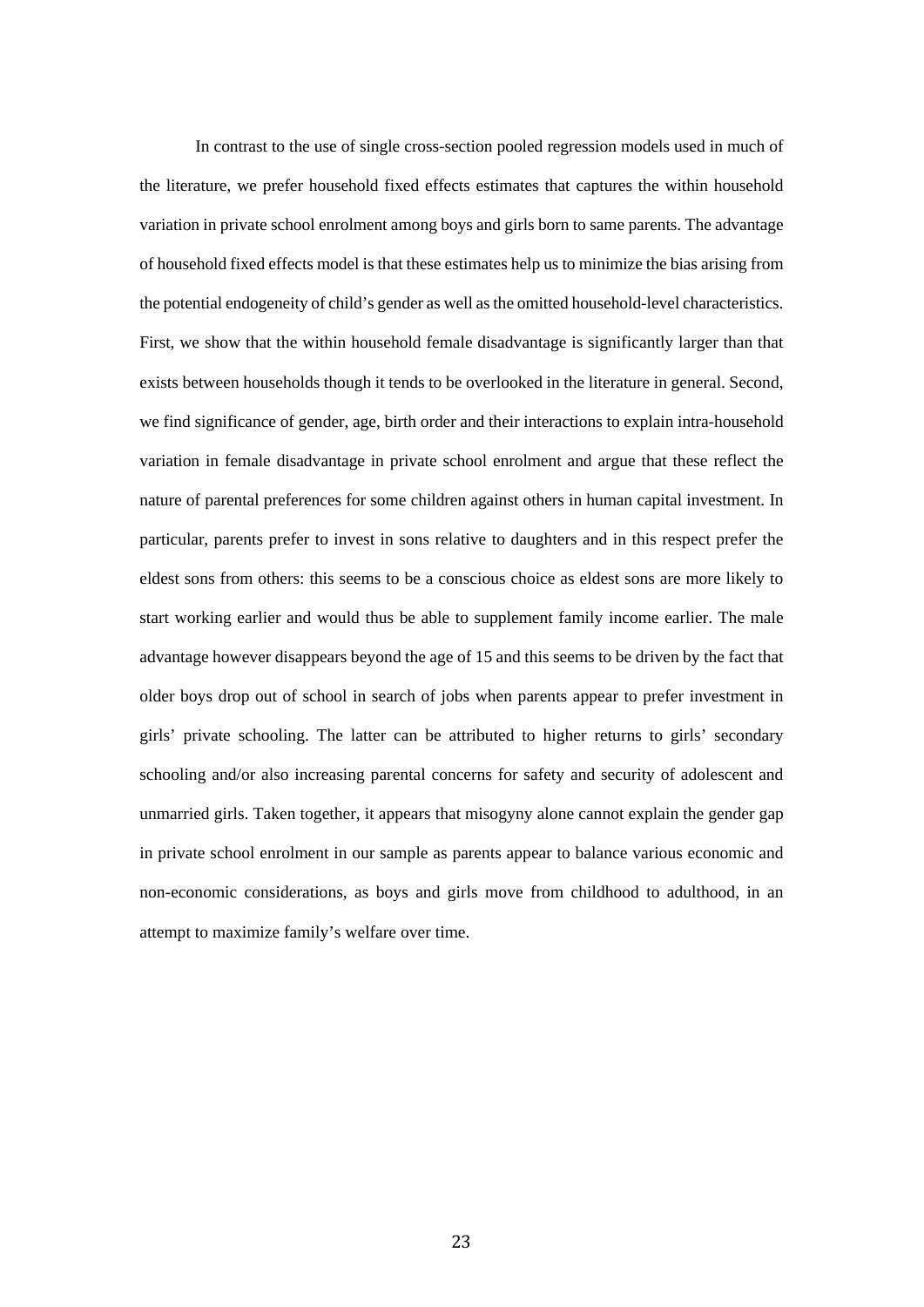In contrast to the use of single cross-section pooled regression models used in much of the literature, we prefer household fixed effects estimates that captures the within household variation in private school enrolment among boys and girls born to same parents. The advantage of household fixed effects model is that these estimates help us to minimize the bias arising from the potential endogeneity of child's gender as well as the omitted household-level characteristics. First, we show that the within household female disadvantage is significantly larger than that exists between households though it tends to be overlooked in the literature in general. Second, we find significance of gender, age, birth order and their interactions to explain intra-household variation in female disadvantage in private school enrolment and argue that these reflect the nature of parental preferences for some children against others in human capital investment. In particular, parents prefer to invest in sons relative to daughters and in this respect prefer the eldest sons from others: this seems to be a conscious choice as eldest sons are more likely to start working earlier and would thus be able to supplement family income earlier. The male advantage however disappears beyond the age of 15 and this seems to be driven by the fact that older boys drop out of school in search of jobs when parents appear to prefer investment in girls' private schooling. The latter can be attributed to higher returns to girls' secondary schooling and/or also increasing parental concerns for safety and security of adolescent and unmarried girls. Taken together, it appears that misogyny alone cannot explain the gender gap in private school enrolment in our sample as parents appear to balance various economic and non-economic considerations, as boys and girls move from childhood to adulthood, in an attempt to maximize family's welfare over time.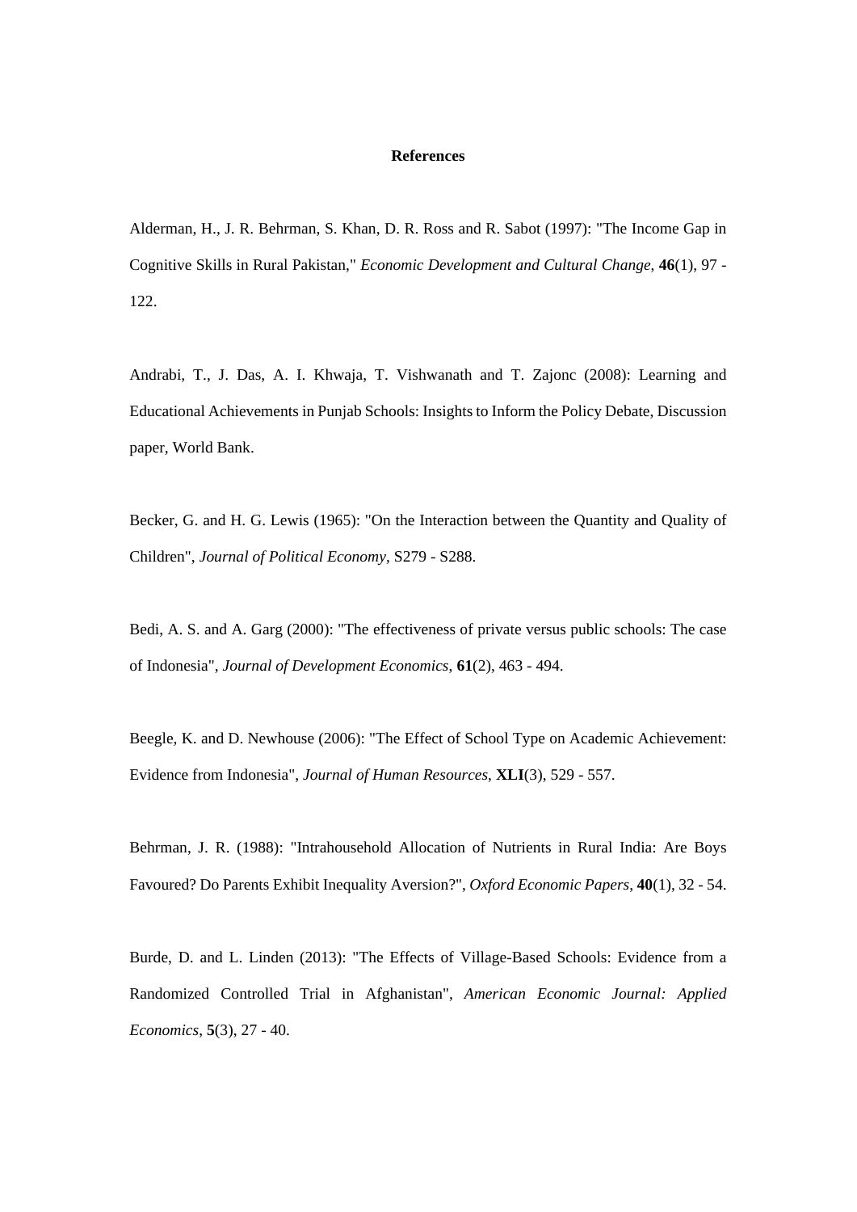# References

Alderman, H., J. R. Behrman, S. Khan, D. R. Ross and R. Sabot (1997): "The Income Gap in Cognitive Skills in Rural Pakistan," *Economic Development and Cultural Change*, **46**(1), 97 - 122.

Andrabi, T., J. Das, A. I. Khwaja, T. Vishwanath and T. Zajonc (2008): Learning and Educational Achievements in Punjab Schools: Insights to Inform the Policy Debate, Discussion paper, World Bank.

Becker, G. and H. G. Lewis (1965): "On the Interaction between the Quantity and Quality of Children", *Journal of Political Economy*, S279 - S288.

Bedi, A. S. and A. Garg (2000): "The effectiveness of private versus public schools: The case of Indonesia", *Journal of Development Economics*, **61**(2), 463 - 494.

Beegle, K. and D. Newhouse (2006): "The Effect of School Type on Academic Achievement: Evidence from Indonesia", *Journal of Human Resources*, **XLI**(3), 529 - 557.

Behrman, J. R. (1988): "Intrahousehold Allocation of Nutrients in Rural India: Are Boys Favoured? Do Parents Exhibit Inequality Aversion?", *Oxford Economic Papers*, **40**(1), 32 - 54.

Burde, D. and L. Linden (2013): "The Effects of Village-Based Schools: Evidence from a Randomized Controlled Trial in Afghanistan", *American Economic Journal: Applied Economics*, **5**(3), 27 - 40.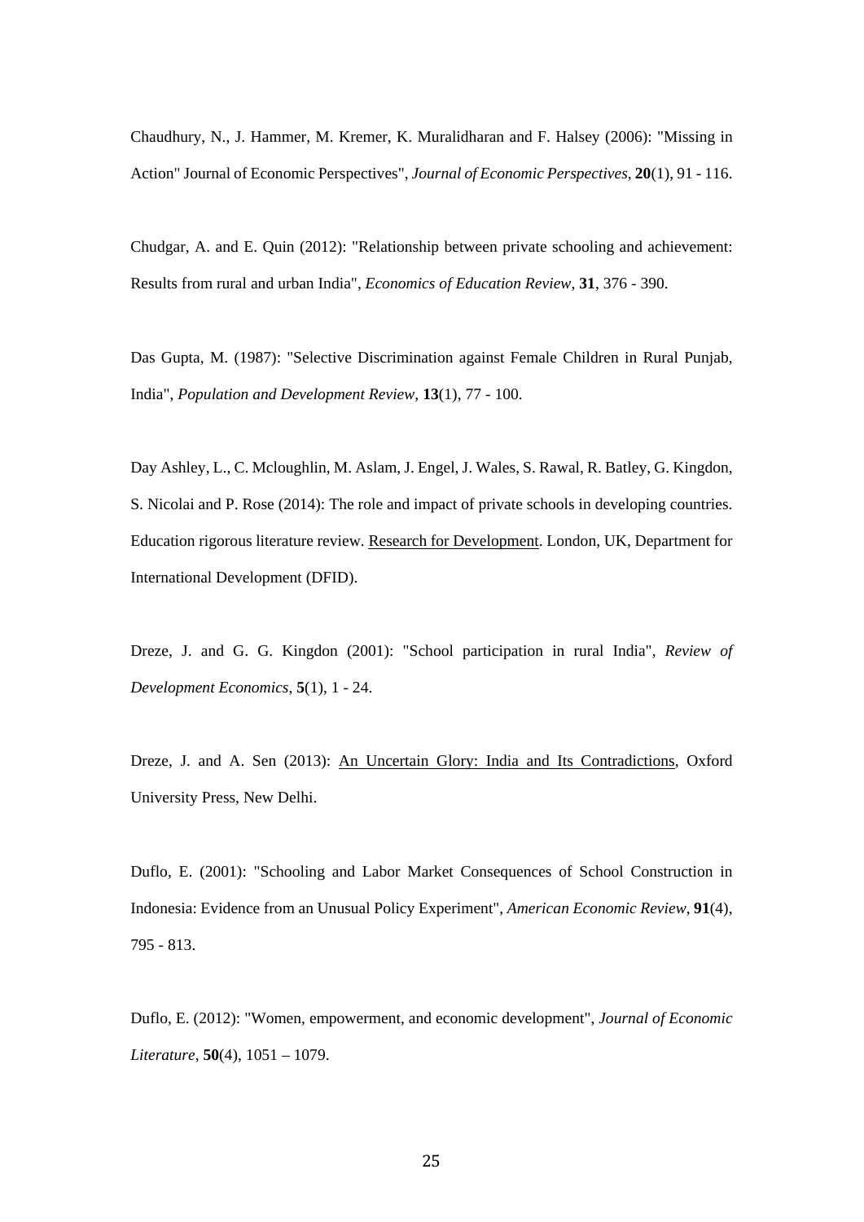Chaudhury, N., J. Hammer, M. Kremer, K. Muralidharan and F. Halsey (2006): "Missing in Action" Journal of Economic Perspectives", *Journal of Economic Perspectives*, **20**(1), 91 - 116.

Chudgar, A. and E. Quin (2012): "Relationship between private schooling and achievement: Results from rural and urban India", *Economics of Education Review*, **31**, 376 - 390.

Das Gupta, M. (1987): "Selective Discrimination against Female Children in Rural Punjab, India", *Population and Development Review*, **13**(1), 77 - 100.

Day Ashley, L., C. Mcloughlin, M. Aslam, J. Engel, J. Wales, S. Rawal, R. Batley, G. Kingdon, S. Nicolai and P. Rose (2014): The role and impact of private schools in developing countries. Education rigorous literature review. Research for Development. London, UK, Department for International Development (DFID).

Dreze, J. and G. G. Kingdon (2001): "School participation in rural India", *Review of Development Economics*, **5**(1), 1 - 24.

Dreze, J. and A. Sen (2013): An Uncertain Glory: India and Its Contradictions, Oxford University Press, New Delhi.

Duflo, E. (2001): "Schooling and Labor Market Consequences of School Construction in Indonesia: Evidence from an Unusual Policy Experiment", *American Economic Review*, **91**(4), 795 - 813.

Duflo, E. (2012): "Women, empowerment, and economic development", *Journal of Economic Literature*, **50**(4), 1051 – 1079.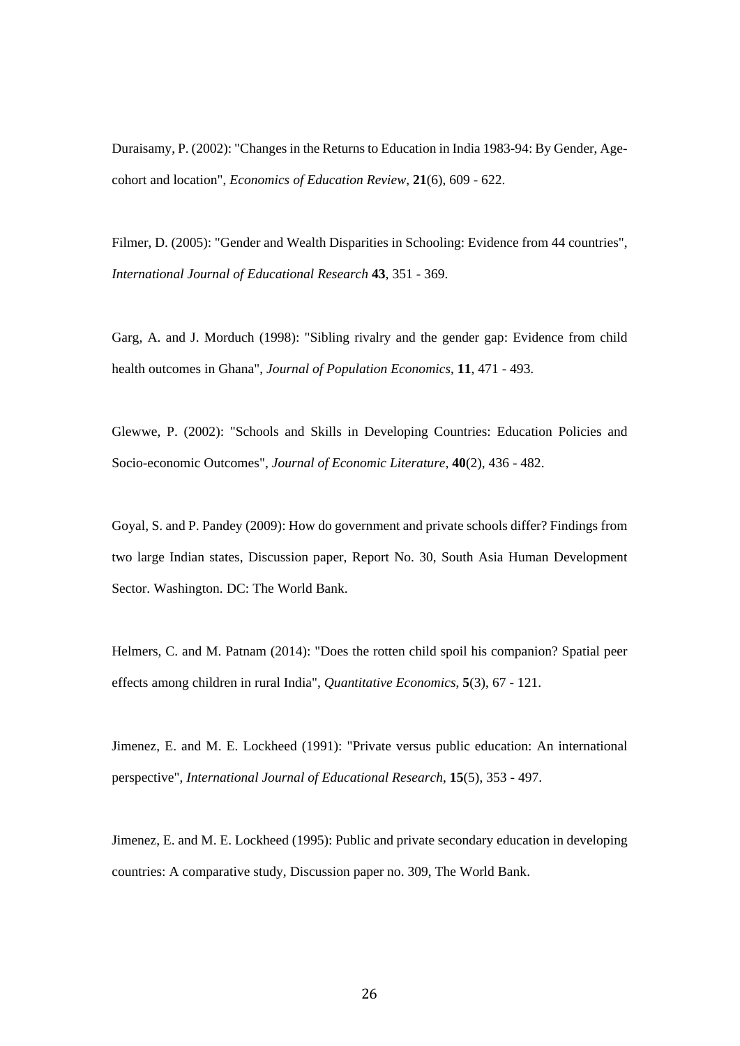Duraisamy, P. (2002): "Changes in the Returns to Education in India 1983-94: By Gender, Age-cohort and location", *Economics of Education Review*, **21**(6), 609 - 622.

Filmer, D. (2005): "Gender and Wealth Disparities in Schooling: Evidence from 44 countries", *International Journal of Educational Research* **43**, 351 - 369.

Garg, A. and J. Morduch (1998): "Sibling rivalry and the gender gap: Evidence from child health outcomes in Ghana", *Journal of Population Economics*, **11**, 471 - 493.

Glewwe, P. (2002): "Schools and Skills in Developing Countries: Education Policies and Socio-economic Outcomes", *Journal of Economic Literature*, **40**(2), 436 - 482.

Goyal, S. and P. Pandey (2009): How do government and private schools differ? Findings from two large Indian states, Discussion paper, Report No. 30, South Asia Human Development Sector. Washington. DC: The World Bank.

Helmers, C. and M. Patnam (2014): "Does the rotten child spoil his companion? Spatial peer effects among children in rural India", *Quantitative Economics*, **5**(3), 67 - 121.

Jimenez, E. and M. E. Lockheed (1991): "Private versus public education: An international perspective", *International Journal of Educational Research*, **15**(5), 353 - 497.

Jimenez, E. and M. E. Lockheed (1995): Public and private secondary education in developing countries: A comparative study, Discussion paper no. 309, The World Bank.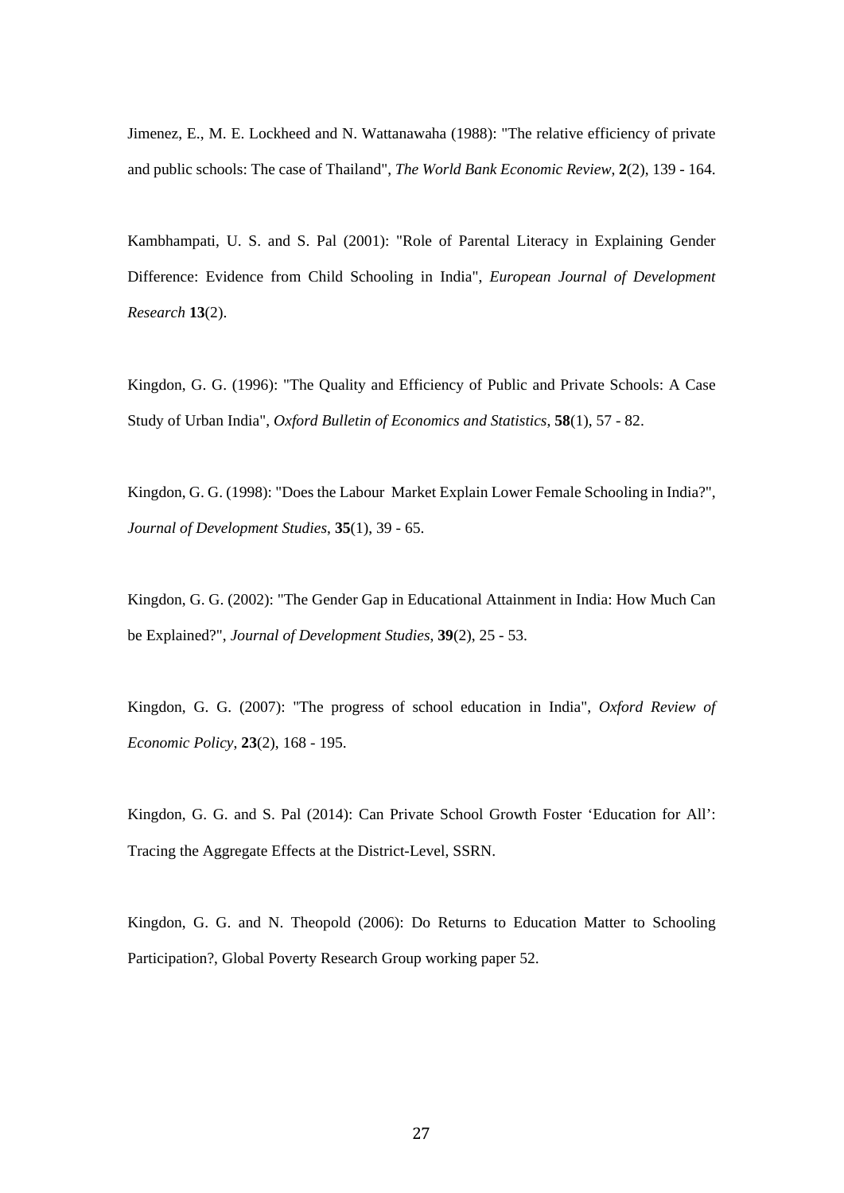Jimenez, E., M. E. Lockheed and N. Wattanawaha (1988): "The relative efficiency of private and public schools: The case of Thailand", *The World Bank Economic Review*, **2**(2), 139 - 164.

Kambhampati, U. S. and S. Pal (2001): "Role of Parental Literacy in Explaining Gender Difference: Evidence from Child Schooling in India", *European Journal of Development Research* **13**(2).

Kingdon, G. G. (1996): "The Quality and Efficiency of Public and Private Schools: A Case Study of Urban India", *Oxford Bulletin of Economics and Statistics*, **58**(1), 57 - 82.

Kingdon, G. G. (1998): "Does the Labour Market Explain Lower Female Schooling in India?", *Journal of Development Studies*, **35**(1), 39 - 65.

Kingdon, G. G. (2002): "The Gender Gap in Educational Attainment in India: How Much Can be Explained?", *Journal of Development Studies*, **39**(2), 25 - 53.

Kingdon, G. G. (2007): "The progress of school education in India", *Oxford Review of Economic Policy*, **23**(2), 168 - 195.

Kingdon, G. G. and S. Pal (2014): Can Private School Growth Foster 'Education for All': Tracing the Aggregate Effects at the District-Level, SSRN.

Kingdon, G. G. and N. Theopold (2006): Do Returns to Education Matter to Schooling Participation?, Global Poverty Research Group working paper 52.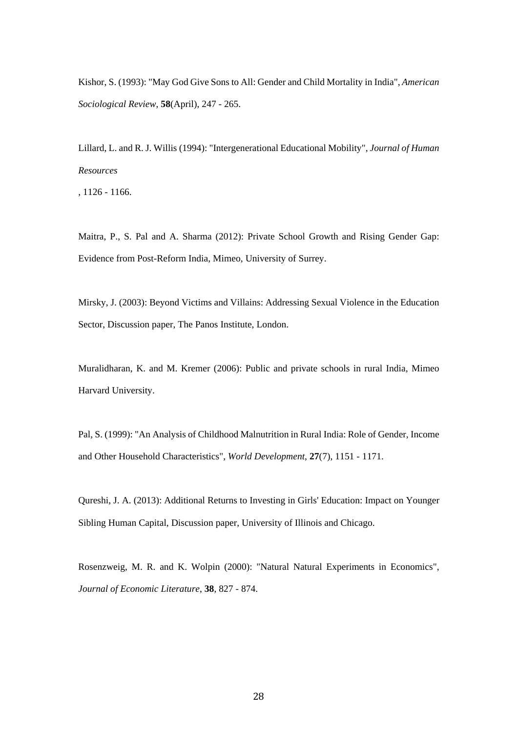Kishor, S. (1993): "May God Give Sons to All: Gender and Child Mortality in India", *American Sociological Review*, **58**(April), 247 - 265.

Lillard, L. and R. J. Willis (1994): "Intergenerational Educational Mobility", *Journal of Human Resources*

, 1126 - 1166.

Maitra, P., S. Pal and A. Sharma (2012): Private School Growth and Rising Gender Gap: Evidence from Post-Reform India, Mimeo, University of Surrey.

Mirsky, J. (2003): Beyond Victims and Villains: Addressing Sexual Violence in the Education Sector, Discussion paper, The Panos Institute, London.

Muralidharan, K. and M. Kremer (2006): Public and private schools in rural India, Mimeo Harvard University.

Pal, S. (1999): "An Analysis of Childhood Malnutrition in Rural India: Role of Gender, Income and Other Household Characteristics", *World Development*, **27**(7), 1151 - 1171.

Qureshi, J. A. (2013): Additional Returns to Investing in Girls' Education: Impact on Younger Sibling Human Capital, Discussion paper, University of Illinois and Chicago.

Rosenzweig, M. R. and K. Wolpin (2000): "Natural Natural Experiments in Economics", *Journal of Economic Literature*, **38**, 827 - 874.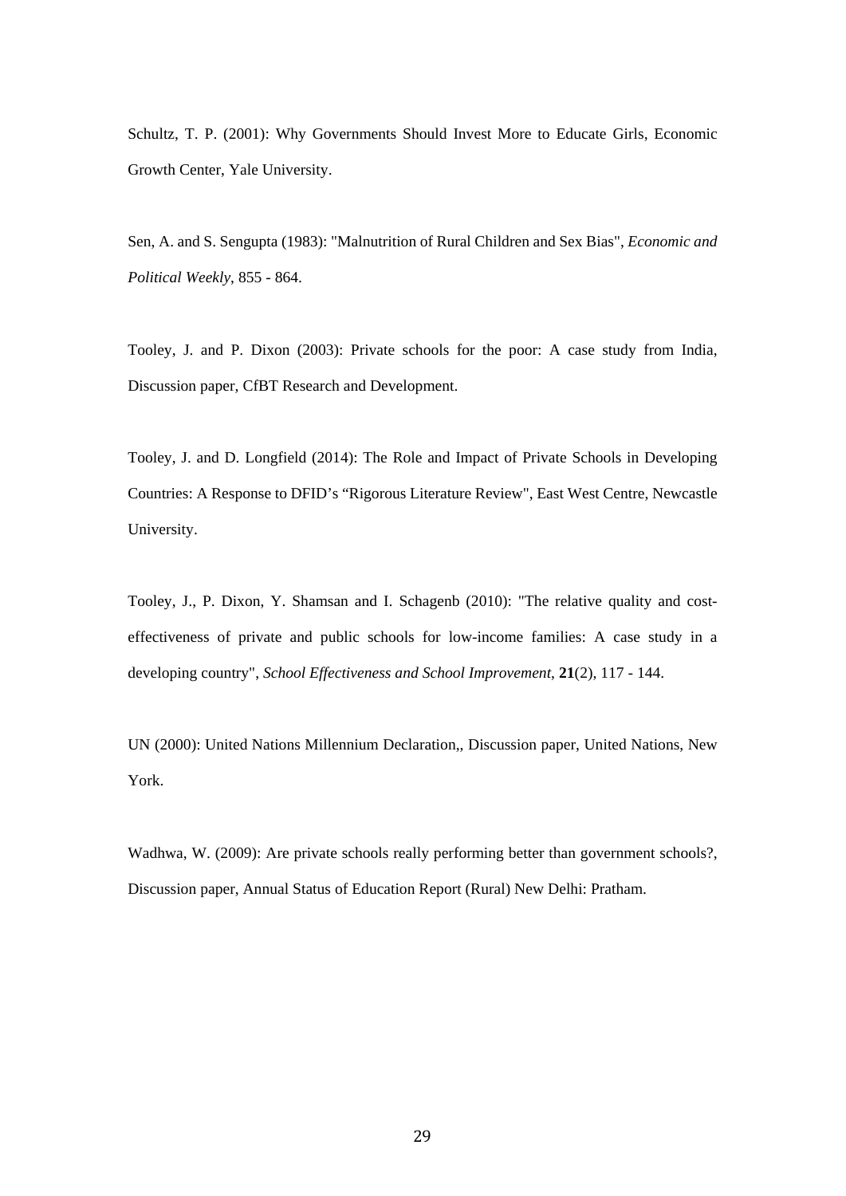Schultz, T. P. (2001): Why Governments Should Invest More to Educate Girls, Economic Growth Center, Yale University.

Sen, A. and S. Sengupta (1983): "Malnutrition of Rural Children and Sex Bias", *Economic and Political Weekly*, 855 - 864.

Tooley, J. and P. Dixon (2003): Private schools for the poor: A case study from India, Discussion paper, CfBT Research and Development.

Tooley, J. and D. Longfield (2014): The Role and Impact of Private Schools in Developing Countries: A Response to DFID's "Rigorous Literature Review", East West Centre, Newcastle University.

Tooley, J., P. Dixon, Y. Shamsan and I. Schagenb (2010): "The relative quality and cost-effectiveness of private and public schools for low-income families: A case study in a developing country", *School Effectiveness and School Improvement*, **21**(2), 117 - 144.

UN (2000): United Nations Millennium Declaration,, Discussion paper, United Nations, New York.

Wadhwa, W. (2009): Are private schools really performing better than government schools?, Discussion paper, Annual Status of Education Report (Rural) New Delhi: Pratham.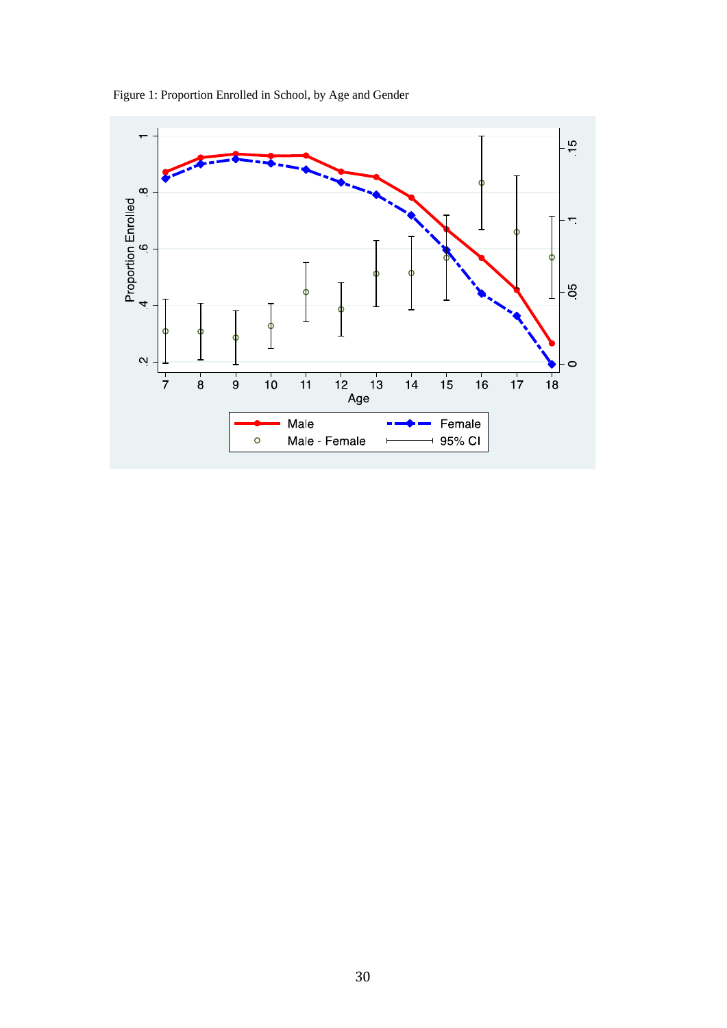Figure 1: Proportion Enrolled in School, by Age and Gender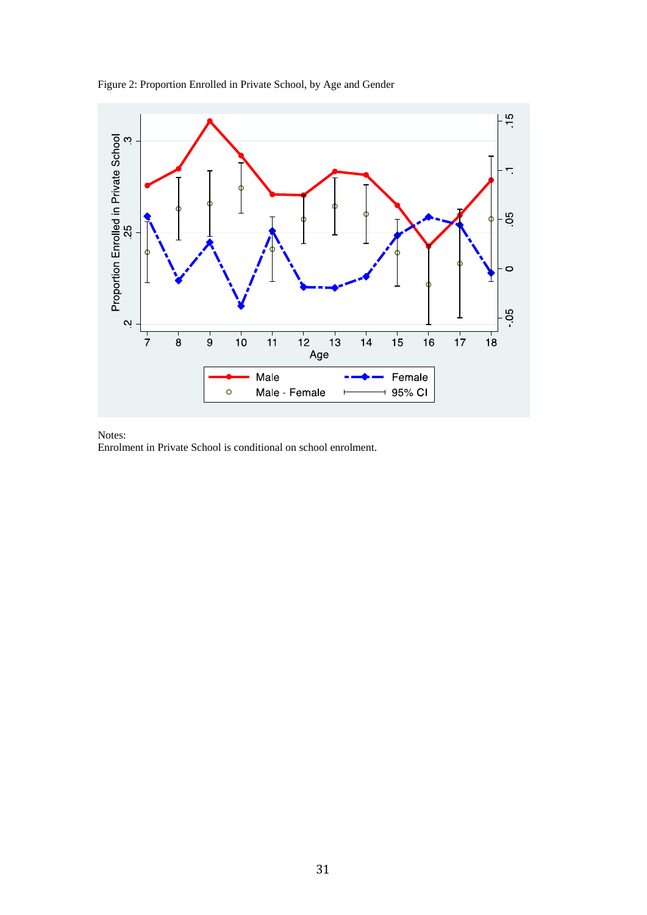Figure 2: Proportion Enrolled in Private School, by Age and Gender

Notes:
Enrolment in Private School is conditional on school enrolment.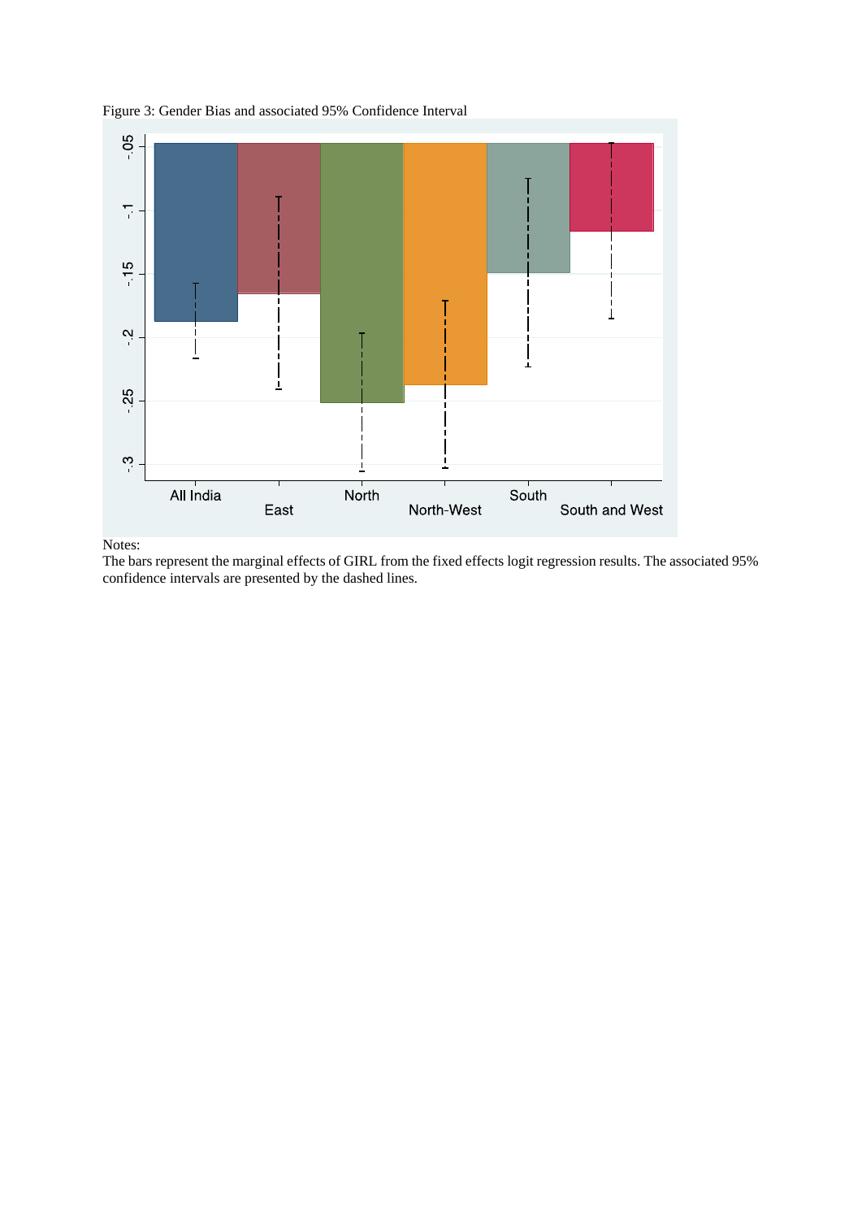Figure 3: Gender Bias and associated 95% Confidence Interval

Notes:
The bars represent the marginal effects of GIRL from the fixed effects logit regression results. The associated 95% confidence intervals are presented by the dashed lines.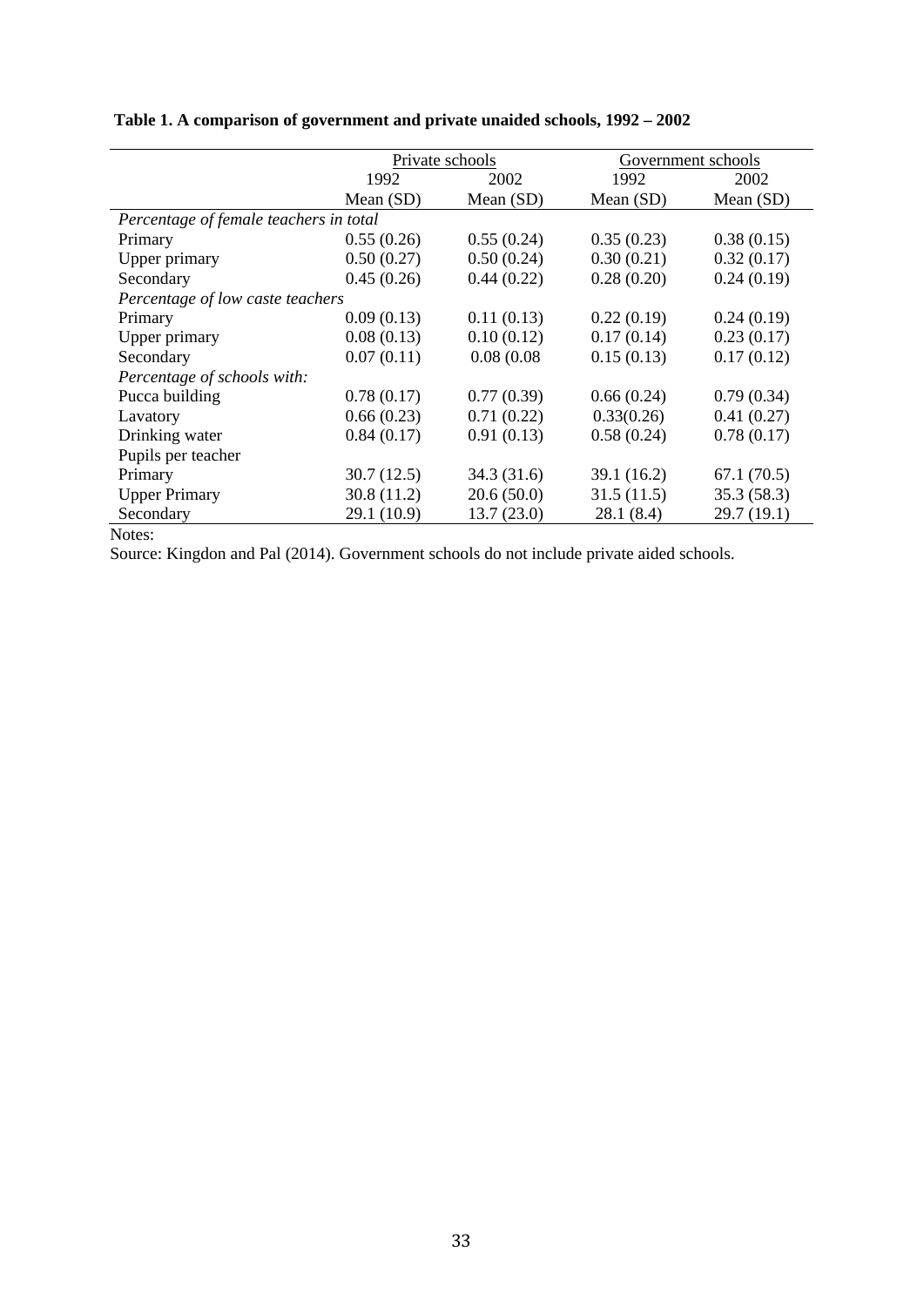**Table 1. A comparison of government and private unaided schools, 1992 – 2002**

| | Private schools | | Government schools | |
|---|---|---|---|---|
| | 1992 | 2002 | 1992 | 2002 |
| | Mean (SD) | Mean (SD) | Mean (SD) | Mean (SD) |
| *Percentage of female teachers in total* | | | | |
| Primary | 0.55 (0.26) | 0.55 (0.24) | 0.35 (0.23) | 0.38 (0.15) |
| Upper primary | 0.50 (0.27) | 0.50 (0.24) | 0.30 (0.21) | 0.32 (0.17) |
| Secondary | 0.45 (0.26) | 0.44 (0.22) | 0.28 (0.20) | 0.24 (0.19) |
| *Percentage of low caste teachers* | | | | |
| Primary | 0.09 (0.13) | 0.11 (0.13) | 0.22 (0.19) | 0.24 (0.19) |
| Upper primary | 0.08 (0.13) | 0.10 (0.12) | 0.17 (0.14) | 0.23 (0.17) |
| Secondary | 0.07 (0.11) | 0.08 (0.08 | 0.15 (0.13) | 0.17 (0.12) |
| *Percentage of schools with:* | | | | |
| Pucca building | 0.78 (0.17) | 0.77 (0.39) | 0.66 (0.24) | 0.79 (0.34) |
| Lavatory | 0.66 (0.23) | 0.71 (0.22) | 0.33(0.26) | 0.41 (0.27) |
| Drinking water | 0.84 (0.17) | 0.91 (0.13) | 0.58 (0.24) | 0.78 (0.17) |
| Pupils per teacher | | | | |
| Primary | 30.7 (12.5) | 34.3 (31.6) | 39.1 (16.2) | 67.1 (70.5) |
| Upper Primary | 30.8 (11.2) | 20.6 (50.0) | 31.5 (11.5) | 35.3 (58.3) |
| Secondary | 29.1 (10.9) | 13.7 (23.0) | 28.1 (8.4) | 29.7 (19.1) |

Notes:

Source: Kingdon and Pal (2014). Government schools do not include private aided schools.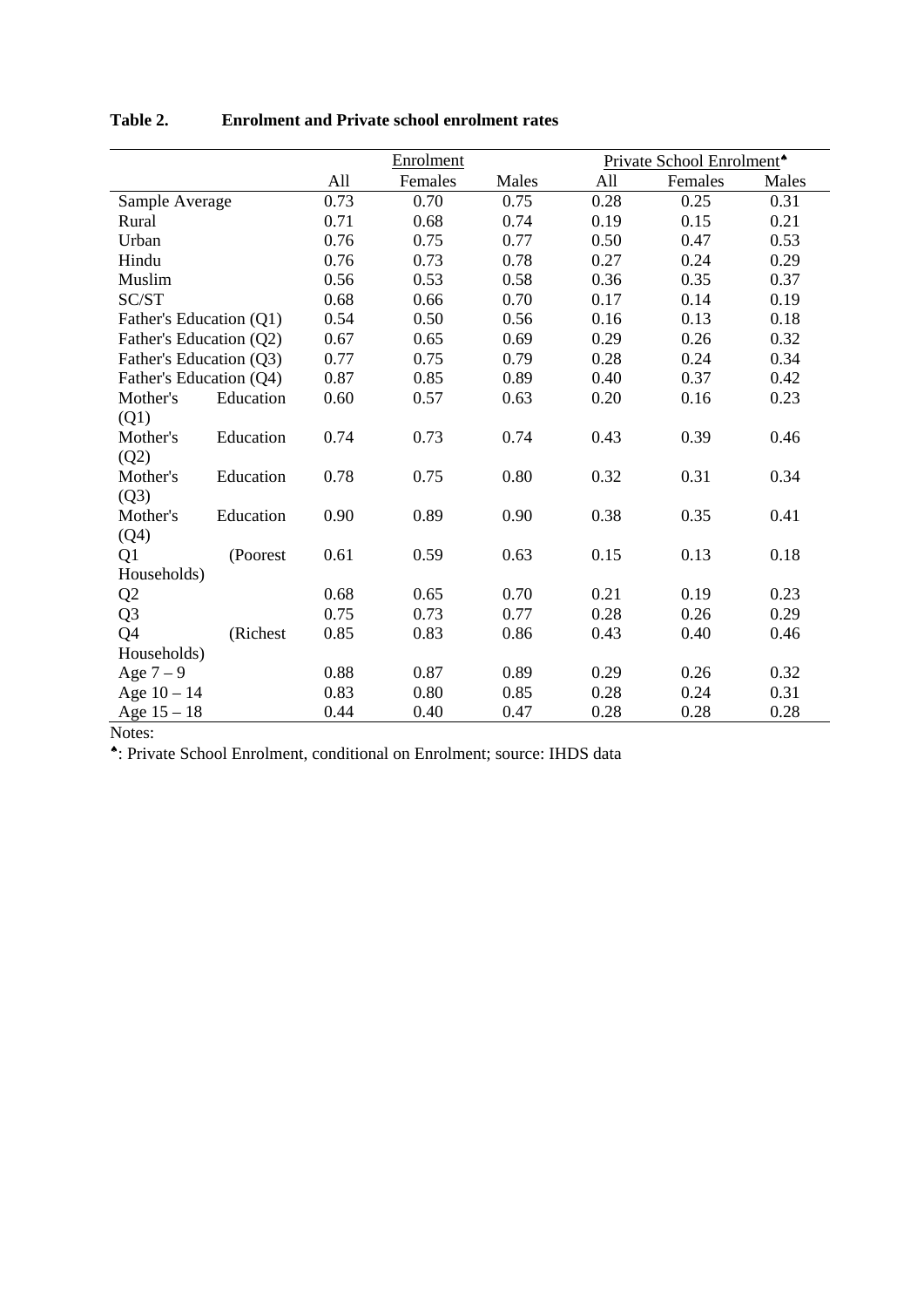**Table 2. Enrolment and Private school enrolment rates**

| | Enrolment | | | Private School Enrolment[♠] | | |
|---|---|---|---|---|---|---|
| | All | Females | Males | All | Females | Males |
| Sample Average | 0.73 | 0.70 | 0.75 | 0.28 | 0.25 | 0.31 |
| Rural | 0.71 | 0.68 | 0.74 | 0.19 | 0.15 | 0.21 |
| Urban | 0.76 | 0.75 | 0.77 | 0.50 | 0.47 | 0.53 |
| Hindu | 0.76 | 0.73 | 0.78 | 0.27 | 0.24 | 0.29 |
| Muslim | 0.56 | 0.53 | 0.58 | 0.36 | 0.35 | 0.37 |
| SC/ST | 0.68 | 0.66 | 0.70 | 0.17 | 0.14 | 0.19 |
| Father's Education (Q1) | 0.54 | 0.50 | 0.56 | 0.16 | 0.13 | 0.18 |
| Father's Education (Q2) | 0.67 | 0.65 | 0.69 | 0.29 | 0.26 | 0.32 |
| Father's Education (Q3) | 0.77 | 0.75 | 0.79 | 0.28 | 0.24 | 0.34 |
| Father's Education (Q4) | 0.87 | 0.85 | 0.89 | 0.40 | 0.37 | 0.42 |
| Mother's Education (Q1) | 0.60 | 0.57 | 0.63 | 0.20 | 0.16 | 0.23 |
| Mother's Education (Q2) | 0.74 | 0.73 | 0.74 | 0.43 | 0.39 | 0.46 |
| Mother's Education (Q3) | 0.78 | 0.75 | 0.80 | 0.32 | 0.31 | 0.34 |
| Mother's Education (Q4) | 0.90 | 0.89 | 0.90 | 0.38 | 0.35 | 0.41 |
| Q1 (Poorest Households) | 0.61 | 0.59 | 0.63 | 0.15 | 0.13 | 0.18 |
| Q2 | 0.68 | 0.65 | 0.70 | 0.21 | 0.19 | 0.23 |
| Q3 | 0.75 | 0.73 | 0.77 | 0.28 | 0.26 | 0.29 |
| Q4 (Richest Households) | 0.85 | 0.83 | 0.86 | 0.43 | 0.40 | 0.46 |
| Age 7 – 9 | 0.88 | 0.87 | 0.89 | 0.29 | 0.26 | 0.32 |
| Age 10 – 14 | 0.83 | 0.80 | 0.85 | 0.28 | 0.24 | 0.31 |
| Age 15 – 18 | 0.44 | 0.40 | 0.47 | 0.28 | 0.28 | 0.28 |

Notes:

♠: Private School Enrolment, conditional on Enrolment; source: IHDS data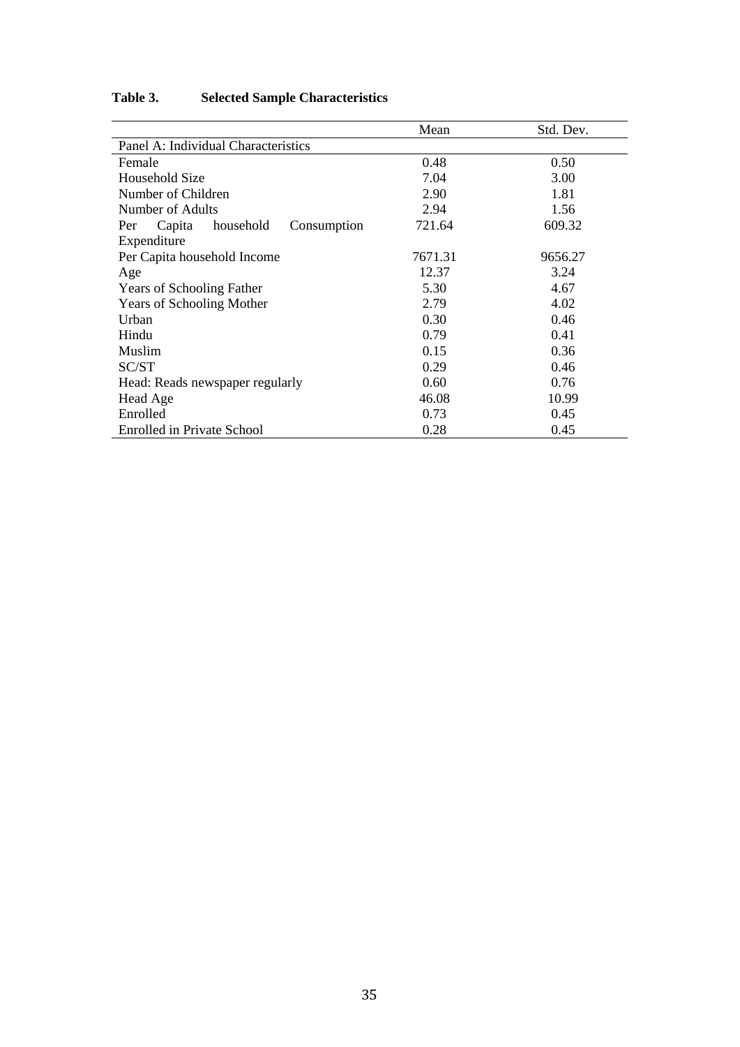**Table 3. Selected Sample Characteristics**

| | Mean | Std. Dev. |
|---|---|---|
| Panel A: Individual Characteristics | | |
| Female | 0.48 | 0.50 |
| Household Size | 7.04 | 3.00 |
| Number of Children | 2.90 | 1.81 |
| Number of Adults | 2.94 | 1.56 |
| Per Capita household Consumption Expenditure | 721.64 | 609.32 |
| Per Capita household Income | 7671.31 | 9656.27 |
| Age | 12.37 | 3.24 |
| Years of Schooling Father | 5.30 | 4.67 |
| Years of Schooling Mother | 2.79 | 4.02 |
| Urban | 0.30 | 0.46 |
| Hindu | 0.79 | 0.41 |
| Muslim | 0.15 | 0.36 |
| SC/ST | 0.29 | 0.46 |
| Head: Reads newspaper regularly | 0.60 | 0.76 |
| Head Age | 46.08 | 10.99 |
| Enrolled | 0.73 | 0.45 |
| Enrolled in Private School | 0.28 | 0.45 |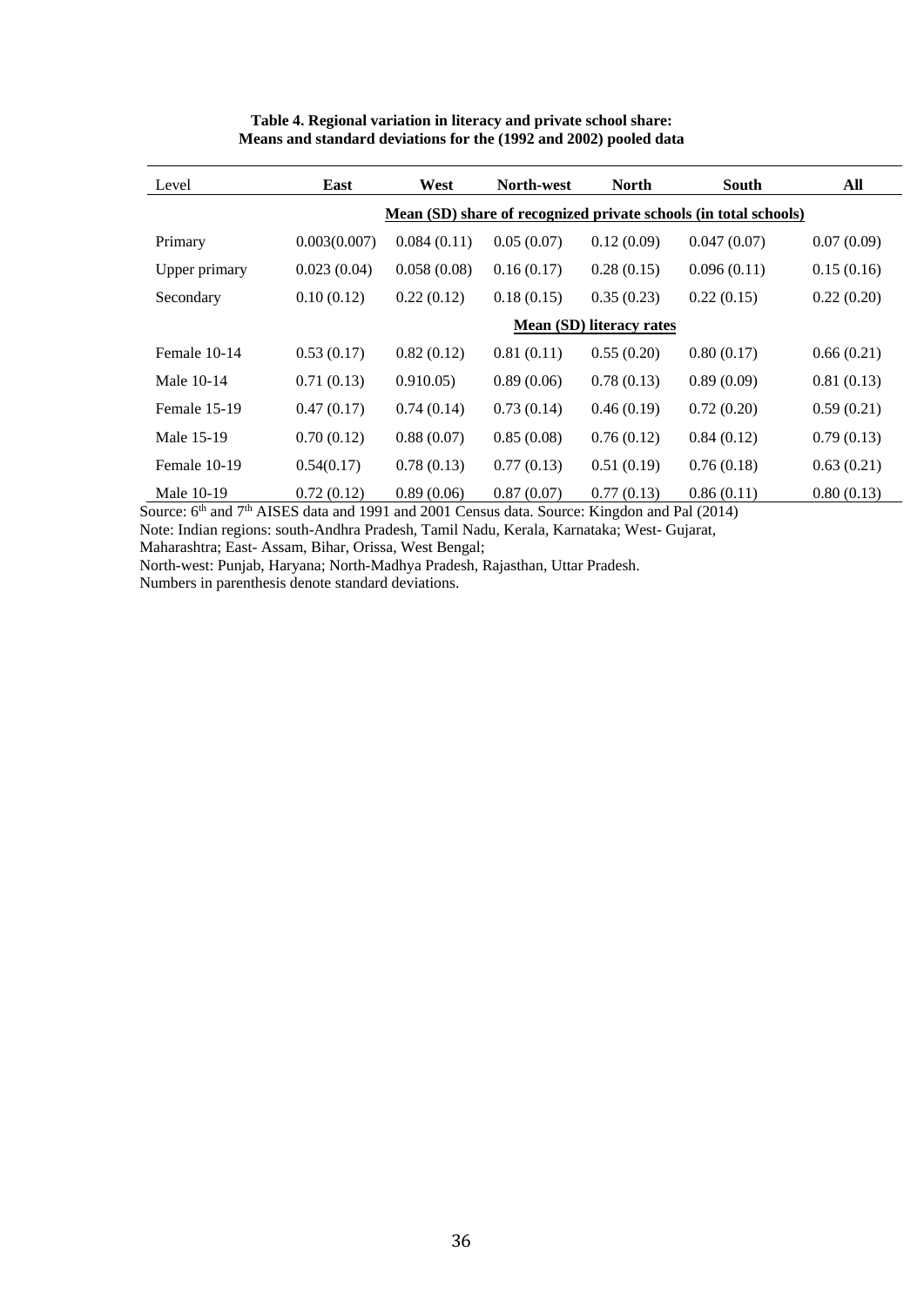**Table 4. Regional variation in literacy and private school share: Means and standard deviations for the (1992 and 2002) pooled data**

| Level | East | West | North-west | North | South | All |
|---|---|---|---|---|---|---|
| | **Mean (SD) share of recognized private schools (in total schools)** | | | | | |
| Primary | 0.003(0.007) | 0.084 (0.11) | 0.05 (0.07) | 0.12 (0.09) | 0.047 (0.07) | 0.07 (0.09) |
| Upper primary | 0.023 (0.04) | 0.058 (0.08) | 0.16 (0.17) | 0.28 (0.15) | 0.096 (0.11) | 0.15 (0.16) |
| Secondary | 0.10 (0.12) | 0.22 (0.12) | 0.18 (0.15) | 0.35 (0.23) | 0.22 (0.15) | 0.22 (0.20) |
| | **Mean (SD) literacy rates** | | | | | |
| Female 10-14 | 0.53 (0.17) | 0.82 (0.12) | 0.81 (0.11) | 0.55 (0.20) | 0.80 (0.17) | 0.66 (0.21) |
| Male 10-14 | 0.71 (0.13) | 0.910.05) | 0.89 (0.06) | 0.78 (0.13) | 0.89 (0.09) | 0.81 (0.13) |
| Female 15-19 | 0.47 (0.17) | 0.74 (0.14) | 0.73 (0.14) | 0.46 (0.19) | 0.72 (0.20) | 0.59 (0.21) |
| Male 15-19 | 0.70 (0.12) | 0.88 (0.07) | 0.85 (0.08) | 0.76 (0.12) | 0.84 (0.12) | 0.79 (0.13) |
| Female 10-19 | 0.54(0.17) | 0.78 (0.13) | 0.77 (0.13) | 0.51 (0.19) | 0.76 (0.18) | 0.63 (0.21) |
| Male 10-19 | 0.72 (0.12) | 0.89 (0.06) | 0.87 (0.07) | 0.77 (0.13) | 0.86 (0.11) | 0.80 (0.13) |

Source: 6th and 7th AISES data and 1991 and 2001 Census data. Source: Kingdon and Pal (2014)

Note: Indian regions: south-Andhra Pradesh, Tamil Nadu, Kerala, Karnataka; West- Gujarat, Maharashtra; East- Assam, Bihar, Orissa, West Bengal;

North-west: Punjab, Haryana; North-Madhya Pradesh, Rajasthan, Uttar Pradesh.

Numbers in parenthesis denote standard deviations.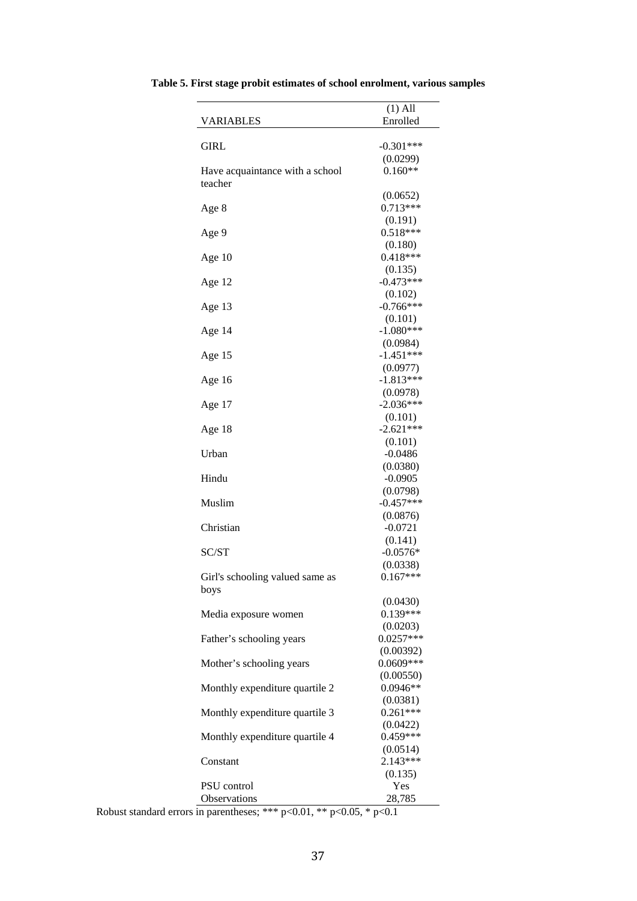**Table 5. First stage probit estimates of school enrolment, various samples**

| VARIABLES | (1) All Enrolled |
|---|---|
| GIRL | -0.301*** |
| | (0.0299) |
| Have acquaintance with a school teacher | 0.160** |
| | (0.0652) |
| Age 8 | 0.713*** |
| | (0.191) |
| Age 9 | 0.518*** |
| | (0.180) |
| Age 10 | 0.418*** |
| | (0.135) |
| Age 12 | -0.473*** |
| | (0.102) |
| Age 13 | -0.766*** |
| | (0.101) |
| Age 14 | -1.080*** |
| | (0.0984) |
| Age 15 | -1.451*** |
| | (0.0977) |
| Age 16 | -1.813*** |
| | (0.0978) |
| Age 17 | -2.036*** |
| | (0.101) |
| Age 18 | -2.621*** |
| | (0.101) |
| Urban | -0.0486 |
| | (0.0380) |
| Hindu | -0.0905 |
| | (0.0798) |
| Muslim | -0.457*** |
| | (0.0876) |
| Christian | -0.0721 |
| | (0.141) |
| SC/ST | -0.0576* |
| | (0.0338) |
| Girl's schooling valued same as boys | 0.167*** |
| | (0.0430) |
| Media exposure women | 0.139*** |
| | (0.0203) |
| Father's schooling years | 0.0257*** |
| | (0.00392) |
| Mother's schooling years | 0.0609*** |
| | (0.00550) |
| Monthly expenditure quartile 2 | 0.0946** |
| | (0.0381) |
| Monthly expenditure quartile 3 | 0.261*** |
| | (0.0422) |
| Monthly expenditure quartile 4 | 0.459*** |
| | (0.0514) |
| Constant | 2.143*** |
| | (0.135) |
| PSU control | Yes |
| Observations | 28,785 |

Robust standard errors in parentheses; *** p<0.01, ** p<0.05, * p<0.1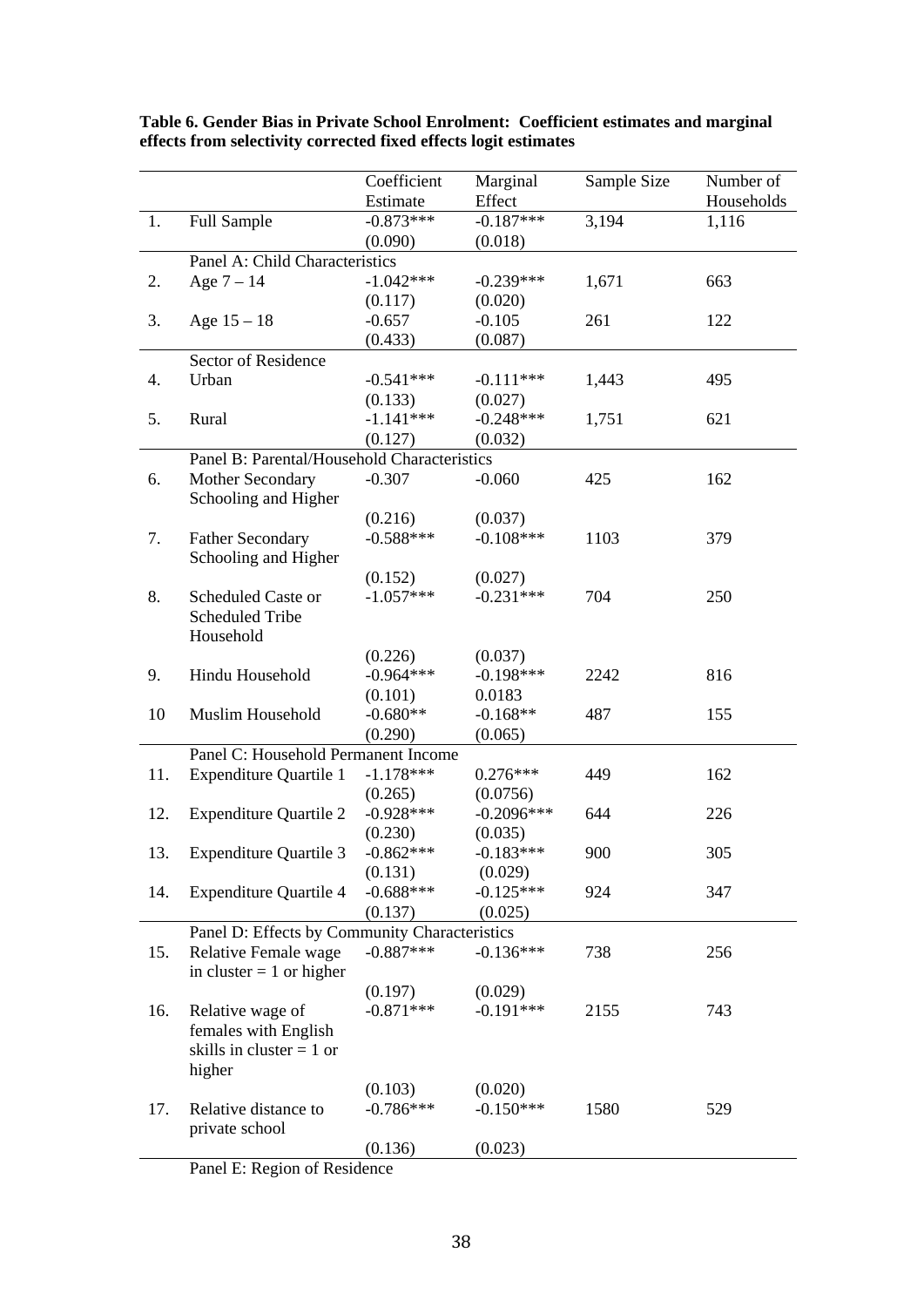**Table 6. Gender Bias in Private School Enrolment: Coefficient estimates and marginal effects from selectivity corrected fixed effects logit estimates**

| | | Coefficient Estimate | Marginal Effect | Sample Size | Number of Households |
|---|---|---|---|---|---|
| 1. | Full Sample | -0.873*** | -0.187*** | 3,194 | 1,116 |
| | | (0.090) | (0.018) | | |
| | Panel A: Child Characteristics | | | | |
| 2. | Age 7 – 14 | -1.042*** | -0.239*** | 1,671 | 663 |
| | | (0.117) | (0.020) | | |
| 3. | Age 15 – 18 | -0.657 | -0.105 | 261 | 122 |
| | | (0.433) | (0.087) | | |
| | Sector of Residence | | | | |
| 4. | Urban | -0.541*** | -0.111*** | 1,443 | 495 |
| | | (0.133) | (0.027) | | |
| 5. | Rural | -1.141*** | -0.248*** | 1,751 | 621 |
| | | (0.127) | (0.032) | | |
| | Panel B: Parental/Household Characteristics | | | | |
| 6. | Mother Secondary Schooling and Higher | -0.307 | -0.060 | 425 | 162 |
| | | (0.216) | (0.037) | | |
| 7. | Father Secondary Schooling and Higher | -0.588*** | -0.108*** | 1103 | 379 |
| | | (0.152) | (0.027) | | |
| 8. | Scheduled Caste or Scheduled Tribe Household | -1.057*** | -0.231*** | 704 | 250 |
| | | (0.226) | (0.037) | | |
| 9. | Hindu Household | -0.964*** | -0.198*** | 2242 | 816 |
| | | (0.101) | 0.0183 | | |
| 10 | Muslim Household | -0.680** | -0.168** | 487 | 155 |
| | | (0.290) | (0.065) | | |
| | Panel C: Household Permanent Income | | | | |
| 11. | Expenditure Quartile 1 | -1.178*** | 0.276*** | 449 | 162 |
| | | (0.265) | (0.0756) | | |
| 12. | Expenditure Quartile 2 | -0.928*** | -0.2096*** | 644 | 226 |
| | | (0.230) | (0.035) | | |
| 13. | Expenditure Quartile 3 | -0.862*** | -0.183*** | 900 | 305 |
| | | (0.131) | (0.029) | | |
| 14. | Expenditure Quartile 4 | -0.688*** | -0.125*** | 924 | 347 |
| | | (0.137) | (0.025) | | |
| | Panel D: Effects by Community Characteristics | | | | |
| 15. | Relative Female wage in cluster = 1 or higher | -0.887*** | -0.136*** | 738 | 256 |
| | | (0.197) | (0.029) | | |
| 16. | Relative wage of females with English skills in cluster = 1 or higher | -0.871*** | -0.191*** | 2155 | 743 |
| | | (0.103) | (0.020) | | |
| 17. | Relative distance to private school | -0.786*** | -0.150*** | 1580 | 529 |
| | | (0.136) | (0.023) | | |
| | Panel E: Region of Residence | | | | |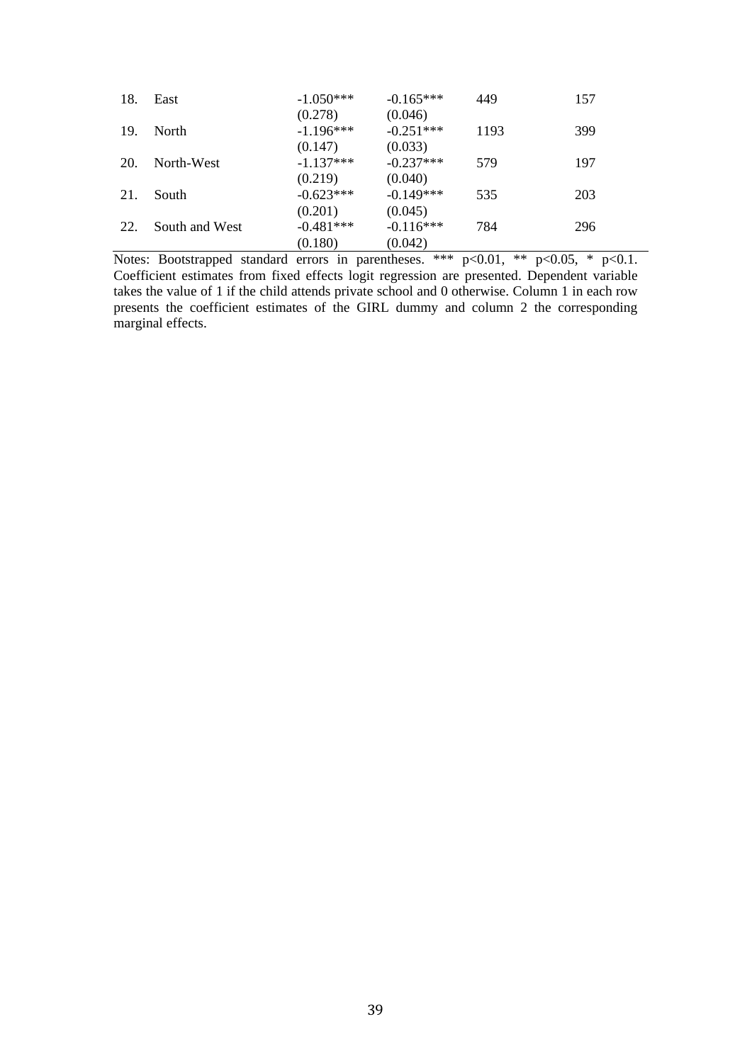| | | | | | |
|---|---|---|---|---|---|
| 18. | East | -1.050*** | -0.165*** | 449 | 157 |
| | | (0.278) | (0.046) | | |
| 19. | North | -1.196*** | -0.251*** | 1193 | 399 |
| | | (0.147) | (0.033) | | |
| 20. | North-West | -1.137*** | -0.237*** | 579 | 197 |
| | | (0.219) | (0.040) | | |
| 21. | South | -0.623*** | -0.149*** | 535 | 203 |
| | | (0.201) | (0.045) | | |
| 22. | South and West | -0.481*** | -0.116*** | 784 | 296 |
| | | (0.180) | (0.042) | | |

Notes: Bootstrapped standard errors in parentheses. *** p<0.01, ** p<0.05, * p<0.1. Coefficient estimates from fixed effects logit regression are presented. Dependent variable takes the value of 1 if the child attends private school and 0 otherwise. Column 1 in each row presents the coefficient estimates of the GIRL dummy and column 2 the corresponding marginal effects.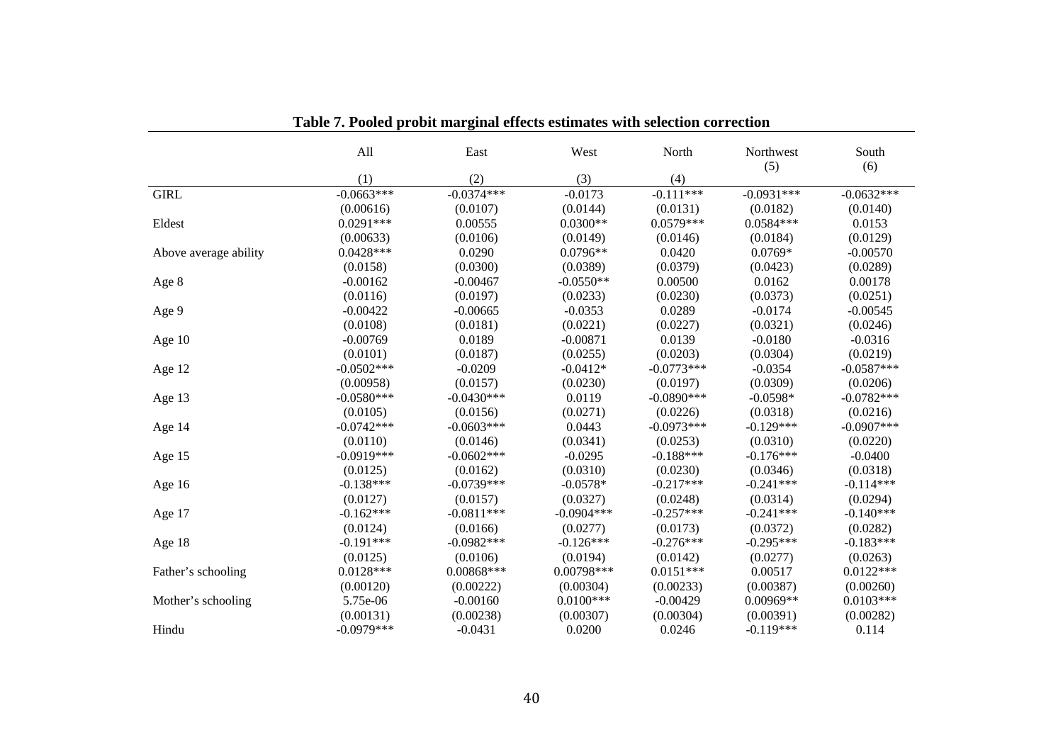**Table 7. Pooled probit marginal effects estimates with selection correction**

| | All | East | West | North | Northwest | South |
|---|---|---|---|---|---|---|
| | (1) | (2) | (3) | (4) | (5) | (6) |
| GIRL | -0.0663*** | -0.0374*** | -0.0173 | -0.111*** | -0.0931*** | -0.0632*** |
| | (0.00616) | (0.0107) | (0.0144) | (0.0131) | (0.0182) | (0.0140) |
| Eldest | 0.0291*** | 0.00555 | 0.0300** | 0.0579*** | 0.0584*** | 0.0153 |
| | (0.00633) | (0.0106) | (0.0149) | (0.0146) | (0.0184) | (0.0129) |
| Above average ability | 0.0428*** | 0.0290 | 0.0796** | 0.0420 | 0.0769* | -0.00570 |
| | (0.0158) | (0.0300) | (0.0389) | (0.0379) | (0.0423) | (0.0289) |
| Age 8 | -0.00162 | -0.00467 | -0.0550** | 0.00500 | 0.0162 | 0.00178 |
| | (0.0116) | (0.0197) | (0.0233) | (0.0230) | (0.0373) | (0.0251) |
| Age 9 | -0.00422 | -0.00665 | -0.0353 | 0.0289 | -0.0174 | -0.00545 |
| | (0.0108) | (0.0181) | (0.0221) | (0.0227) | (0.0321) | (0.0246) |
| Age 10 | -0.00769 | 0.0189 | -0.00871 | 0.0139 | -0.0180 | -0.0316 |
| | (0.0101) | (0.0187) | (0.0255) | (0.0203) | (0.0304) | (0.0219) |
| Age 12 | -0.0502*** | -0.0209 | -0.0412* | -0.0773*** | -0.0354 | -0.0587*** |
| | (0.00958) | (0.0157) | (0.0230) | (0.0197) | (0.0309) | (0.0206) |
| Age 13 | -0.0580*** | -0.0430*** | 0.0119 | -0.0890*** | -0.0598* | -0.0782*** |
| | (0.0105) | (0.0156) | (0.0271) | (0.0226) | (0.0318) | (0.0216) |
| Age 14 | -0.0742*** | -0.0603*** | 0.0443 | -0.0973*** | -0.129*** | -0.0907*** |
| | (0.0110) | (0.0146) | (0.0341) | (0.0253) | (0.0310) | (0.0220) |
| Age 15 | -0.0919*** | -0.0602*** | -0.0295 | -0.188*** | -0.176*** | -0.0400 |
| | (0.0125) | (0.0162) | (0.0310) | (0.0230) | (0.0346) | (0.0318) |
| Age 16 | -0.138*** | -0.0739*** | -0.0578* | -0.217*** | -0.241*** | -0.114*** |
| | (0.0127) | (0.0157) | (0.0327) | (0.0248) | (0.0314) | (0.0294) |
| Age 17 | -0.162*** | -0.0811*** | -0.0904*** | -0.257*** | -0.241*** | -0.140*** |
| | (0.0124) | (0.0166) | (0.0277) | (0.0173) | (0.0372) | (0.0282) |
| Age 18 | -0.191*** | -0.0982*** | -0.126*** | -0.276*** | -0.295*** | -0.183*** |
| | (0.0125) | (0.0106) | (0.0194) | (0.0142) | (0.0277) | (0.0263) |
| Father's schooling | 0.0128*** | 0.00868*** | 0.00798*** | 0.0151*** | 0.00517 | 0.0122*** |
| | (0.00120) | (0.00222) | (0.00304) | (0.00233) | (0.00387) | (0.00260) |
| Mother's schooling | 5.75e-06 | -0.00160 | 0.0100*** | -0.00429 | 0.00969** | 0.0103*** |
| | (0.00131) | (0.00238) | (0.00307) | (0.00304) | (0.00391) | (0.00282) |
| Hindu | -0.0979*** | -0.0431 | 0.0200 | 0.0246 | -0.119*** | 0.114 |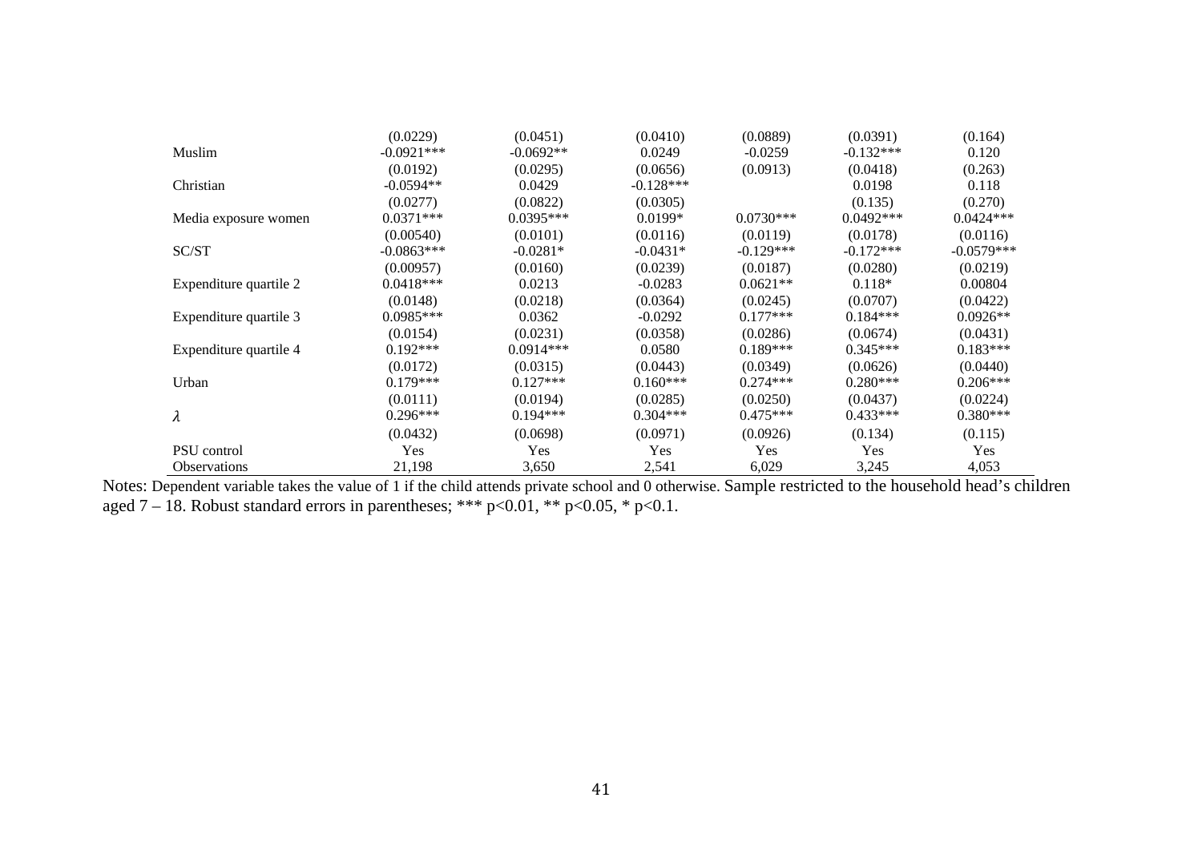| | | | | | | |
|---|---|---|---|---|---|---|
| | (0.0229) | (0.0451) | (0.0410) | (0.0889) | (0.0391) | (0.164) |
| Muslim | -0.0921*** | -0.0692** | 0.0249 | -0.0259 | -0.132*** | 0.120 |
| | (0.0192) | (0.0295) | (0.0656) | (0.0913) | (0.0418) | (0.263) |
| Christian | -0.0594** | 0.0429 | -0.128*** | | 0.0198 | 0.118 |
| | (0.0277) | (0.0822) | (0.0305) | | (0.135) | (0.270) |
| Media exposure women | 0.0371*** | 0.0395*** | 0.0199* | 0.0730*** | 0.0492*** | 0.0424*** |
| | (0.00540) | (0.0101) | (0.0116) | (0.0119) | (0.0178) | (0.0116) |
| SC/ST | -0.0863*** | -0.0281* | -0.0431* | -0.129*** | -0.172*** | -0.0579*** |
| | (0.00957) | (0.0160) | (0.0239) | (0.0187) | (0.0280) | (0.0219) |
| Expenditure quartile 2 | 0.0418*** | 0.0213 | -0.0283 | 0.0621** | 0.118* | 0.00804 |
| | (0.0148) | (0.0218) | (0.0364) | (0.0245) | (0.0707) | (0.0422) |
| Expenditure quartile 3 | 0.0985*** | 0.0362 | -0.0292 | 0.177*** | 0.184*** | 0.0926** |
| | (0.0154) | (0.0231) | (0.0358) | (0.0286) | (0.0674) | (0.0431) |
| Expenditure quartile 4 | 0.192*** | 0.0914*** | 0.0580 | 0.189*** | 0.345*** | 0.183*** |
| | (0.0172) | (0.0315) | (0.0443) | (0.0349) | (0.0626) | (0.0440) |
| Urban | 0.179*** | 0.127*** | 0.160*** | 0.274*** | 0.280*** | 0.206*** |
| | (0.0111) | (0.0194) | (0.0285) | (0.0250) | (0.0437) | (0.0224) |
| $\lambda$ | 0.296*** | 0.194*** | 0.304*** | 0.475*** | 0.433*** | 0.380*** |
| | (0.0432) | (0.0698) | (0.0971) | (0.0926) | (0.134) | (0.115) |
| PSU control | Yes | Yes | Yes | Yes | Yes | Yes |
| Observations | 21,198 | 3,650 | 2,541 | 6,029 | 3,245 | 4,053 |

Notes: Dependent variable takes the value of 1 if the child attends private school and 0 otherwise. Sample restricted to the household head's children aged 7 – 18. Robust standard errors in parentheses; *** p<0.01, ** p<0.05, * p<0.1.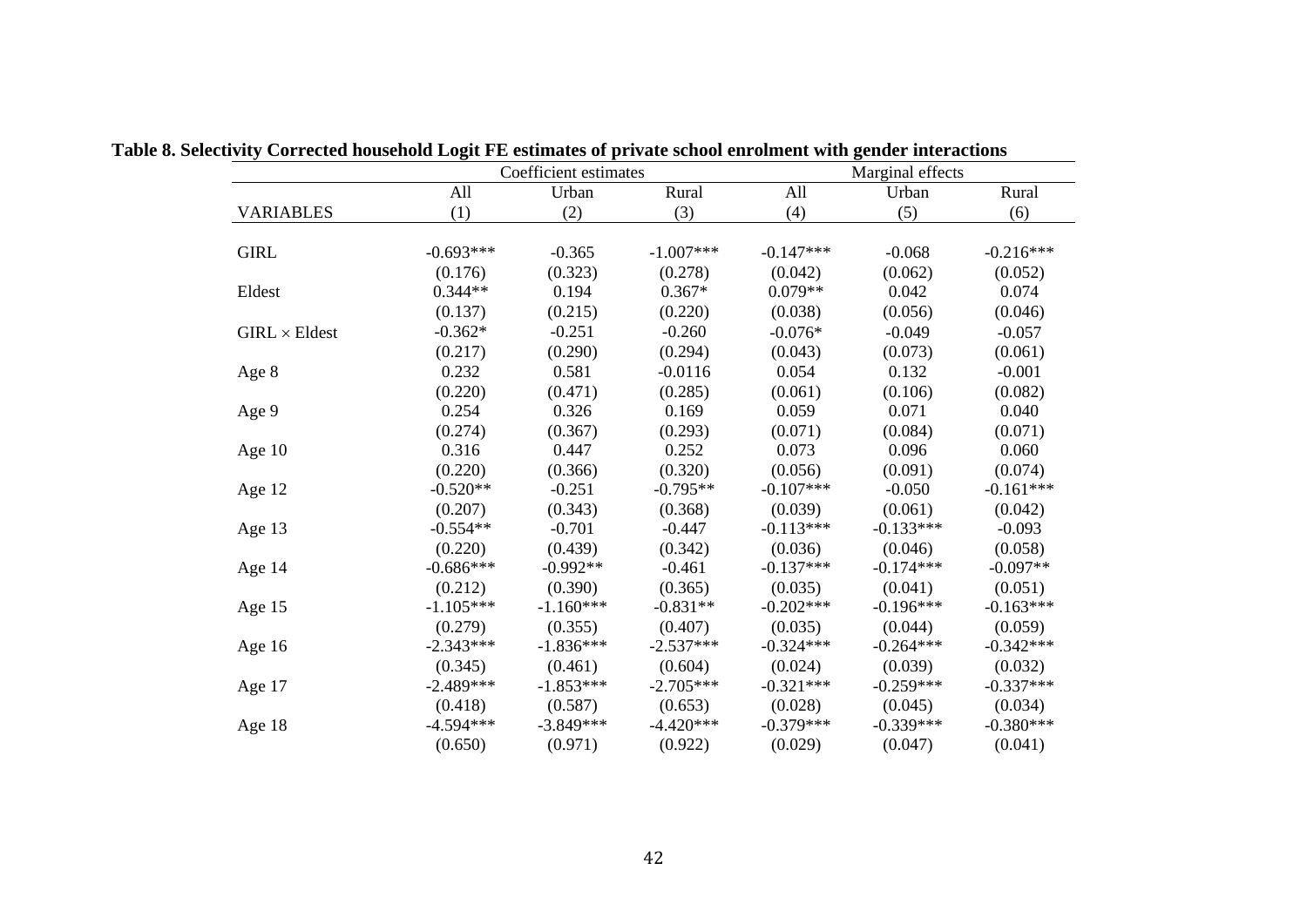**Table 8. Selectivity Corrected household Logit FE estimates of private school enrolment with gender interactions**

| | Coefficient estimates | | | Marginal effects | | |
|---|---|---|---|---|---|---|
| | All | Urban | Rural | All | Urban | Rural |
| VARIABLES | (1) | (2) | (3) | (4) | (5) | (6) |
| GIRL | -0.693*** | -0.365 | -1.007*** | -0.147*** | -0.068 | -0.216*** |
| | (0.176) | (0.323) | (0.278) | (0.042) | (0.062) | (0.052) |
| Eldest | 0.344** | 0.194 | 0.367* | 0.079** | 0.042 | 0.074 |
| | (0.137) | (0.215) | (0.220) | (0.038) | (0.056) | (0.046) |
| GIRL × Eldest | -0.362* | -0.251 | -0.260 | -0.076* | -0.049 | -0.057 |
| | (0.217) | (0.290) | (0.294) | (0.043) | (0.073) | (0.061) |
| Age 8 | 0.232 | 0.581 | -0.0116 | 0.054 | 0.132 | -0.001 |
| | (0.220) | (0.471) | (0.285) | (0.061) | (0.106) | (0.082) |
| Age 9 | 0.254 | 0.326 | 0.169 | 0.059 | 0.071 | 0.040 |
| | (0.274) | (0.367) | (0.293) | (0.071) | (0.084) | (0.071) |
| Age 10 | 0.316 | 0.447 | 0.252 | 0.073 | 0.096 | 0.060 |
| | (0.220) | (0.366) | (0.320) | (0.056) | (0.091) | (0.074) |
| Age 12 | -0.520** | -0.251 | -0.795** | -0.107*** | -0.050 | -0.161*** |
| | (0.207) | (0.343) | (0.368) | (0.039) | (0.061) | (0.042) |
| Age 13 | -0.554** | -0.701 | -0.447 | -0.113*** | -0.133*** | -0.093 |
| | (0.220) | (0.439) | (0.342) | (0.036) | (0.046) | (0.058) |
| Age 14 | -0.686*** | -0.992** | -0.461 | -0.137*** | -0.174*** | -0.097** |
| | (0.212) | (0.390) | (0.365) | (0.035) | (0.041) | (0.051) |
| Age 15 | -1.105*** | -1.160*** | -0.831** | -0.202*** | -0.196*** | -0.163*** |
| | (0.279) | (0.355) | (0.407) | (0.035) | (0.044) | (0.059) |
| Age 16 | -2.343*** | -1.836*** | -2.537*** | -0.324*** | -0.264*** | -0.342*** |
| | (0.345) | (0.461) | (0.604) | (0.024) | (0.039) | (0.032) |
| Age 17 | -2.489*** | -1.853*** | -2.705*** | -0.321*** | -0.259*** | -0.337*** |
| | (0.418) | (0.587) | (0.653) | (0.028) | (0.045) | (0.034) |
| Age 18 | -4.594*** | -3.849*** | -4.420*** | -0.379*** | -0.339*** | -0.380*** |
| | (0.650) | (0.971) | (0.922) | (0.029) | (0.047) | (0.041) |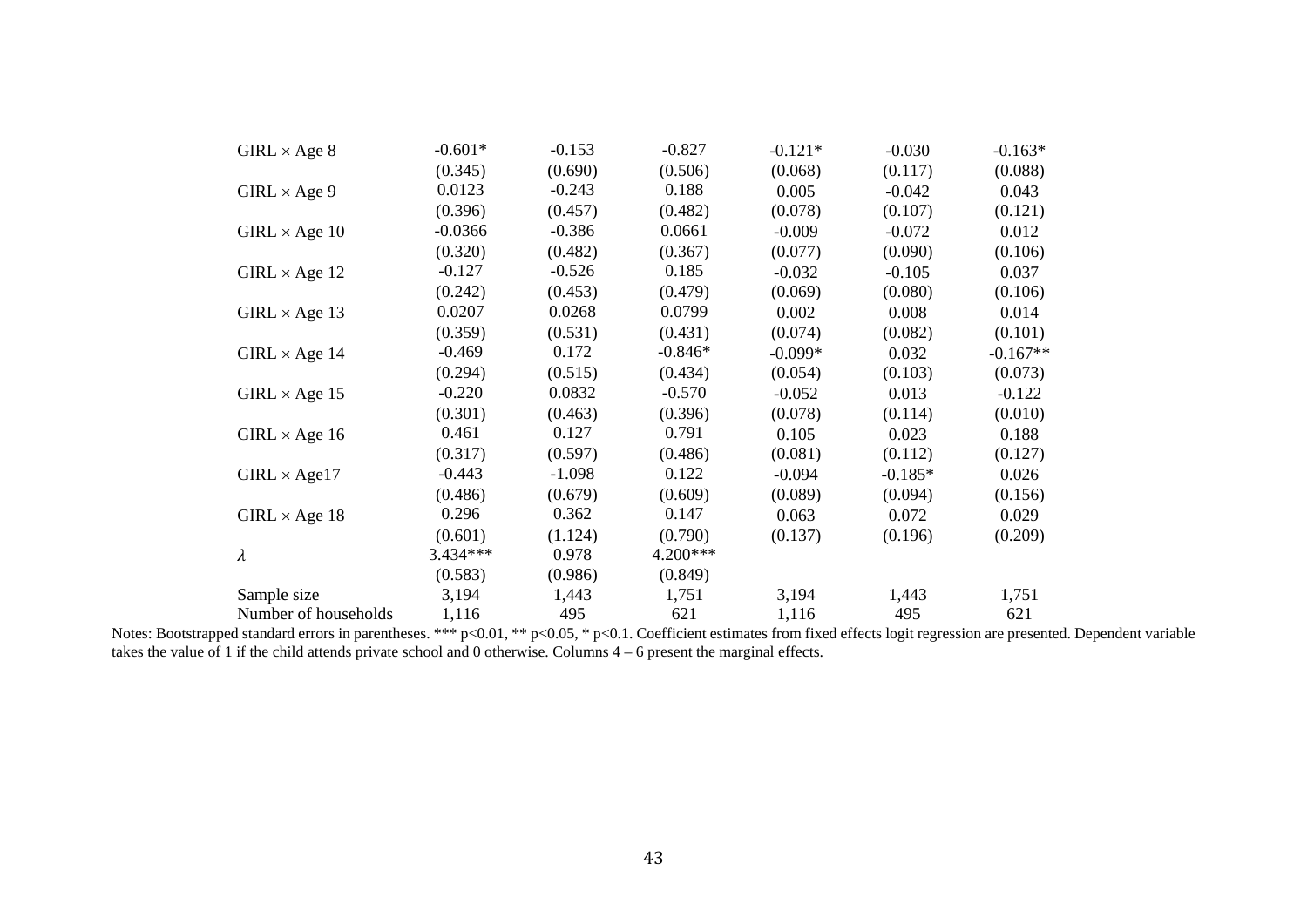| | | | | | | |
|---|---|---|---|---|---|---|
| GIRL × Age 8 | -0.601* | -0.153 | -0.827 | -0.121* | -0.030 | -0.163* |
| | (0.345) | (0.690) | (0.506) | (0.068) | (0.117) | (0.088) |
| GIRL × Age 9 | 0.0123 | -0.243 | 0.188 | 0.005 | -0.042 | 0.043 |
| | (0.396) | (0.457) | (0.482) | (0.078) | (0.107) | (0.121) |
| GIRL × Age 10 | -0.0366 | -0.386 | 0.0661 | -0.009 | -0.072 | 0.012 |
| | (0.320) | (0.482) | (0.367) | (0.077) | (0.090) | (0.106) |
| GIRL × Age 12 | -0.127 | -0.526 | 0.185 | -0.032 | -0.105 | 0.037 |
| | (0.242) | (0.453) | (0.479) | (0.069) | (0.080) | (0.106) |
| GIRL × Age 13 | 0.0207 | 0.0268 | 0.0799 | 0.002 | 0.008 | 0.014 |
| | (0.359) | (0.531) | (0.431) | (0.074) | (0.082) | (0.101) |
| GIRL × Age 14 | -0.469 | 0.172 | -0.846* | -0.099* | 0.032 | -0.167** |
| | (0.294) | (0.515) | (0.434) | (0.054) | (0.103) | (0.073) |
| GIRL × Age 15 | -0.220 | 0.0832 | -0.570 | -0.052 | 0.013 | -0.122 |
| | (0.301) | (0.463) | (0.396) | (0.078) | (0.114) | (0.010) |
| GIRL × Age 16 | 0.461 | 0.127 | 0.791 | 0.105 | 0.023 | 0.188 |
| | (0.317) | (0.597) | (0.486) | (0.081) | (0.112) | (0.127) |
| GIRL × Age17 | -0.443 | -1.098 | 0.122 | -0.094 | -0.185* | 0.026 |
| | (0.486) | (0.679) | (0.609) | (0.089) | (0.094) | (0.156) |
| GIRL × Age 18 | 0.296 | 0.362 | 0.147 | 0.063 | 0.072 | 0.029 |
| | (0.601) | (1.124) | (0.790) | (0.137) | (0.196) | (0.209) |
| $\lambda$ | 3.434*** | 0.978 | 4.200*** | | | |
| | (0.583) | (0.986) | (0.849) | | | |
| Sample size | 3,194 | 1,443 | 1,751 | 3,194 | 1,443 | 1,751 |
| Number of households | 1,116 | 495 | 621 | 1,116 | 495 | 621 |

Notes: Bootstrapped standard errors in parentheses. *** p<0.01, ** p<0.05, * p<0.1. Coefficient estimates from fixed effects logit regression are presented. Dependent variable takes the value of 1 if the child attends private school and 0 otherwise. Columns 4 – 6 present the marginal effects.